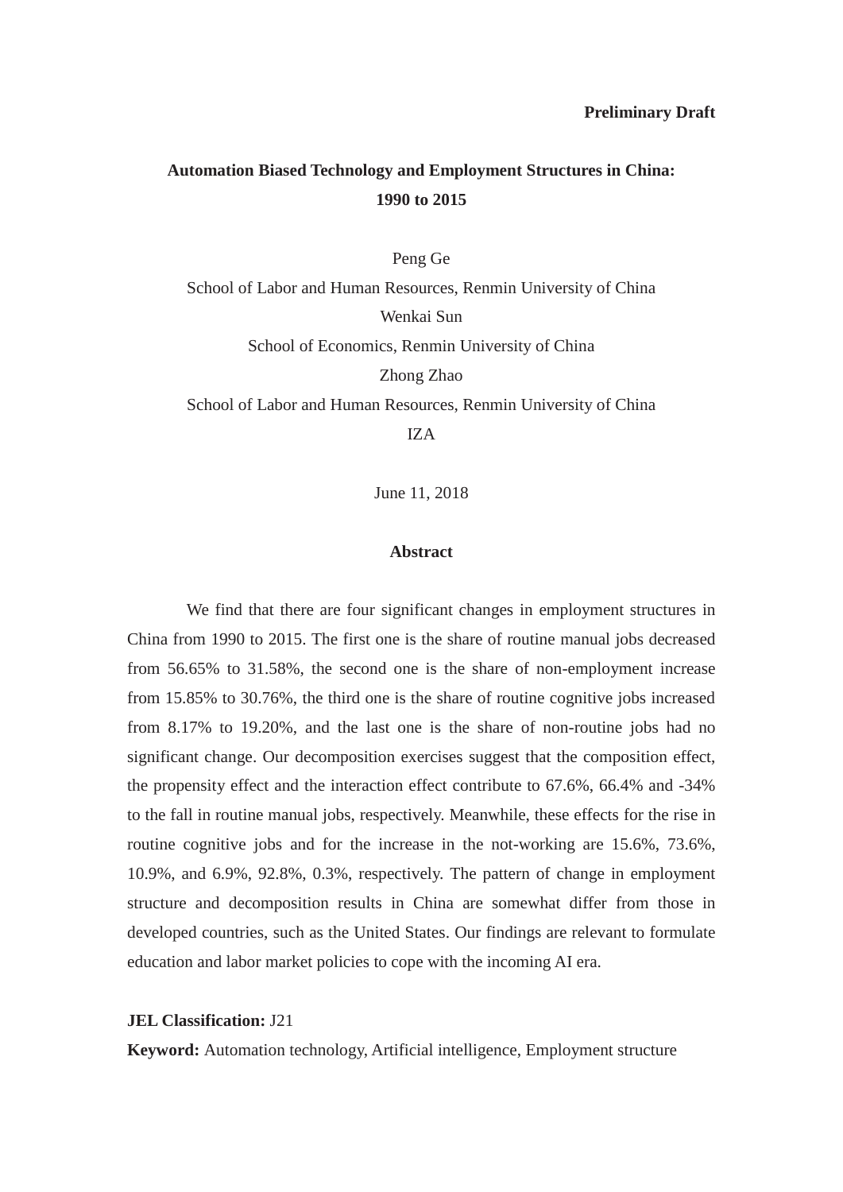**Preliminary Draft**

# Automation Biased Technology and Employment Structures in China: 1990 to 2015

Peng Ge

School of Labor and Human Resources, Renmin University of China

Wenkai Sun

School of Economics, Renmin University of China

Zhong Zhao

School of Labor and Human Resources, Renmin University of China

IZA

June 11, 2018

## Abstract

We find that there are four significant changes in employment structures in China from 1990 to 2015. The first one is the share of routine manual jobs decreased from 56.65% to 31.58%, the second one is the share of non-employment increase from 15.85% to 30.76%, the third one is the share of routine cognitive jobs increased from 8.17% to 19.20%, and the last one is the share of non-routine jobs had no significant change. Our decomposition exercises suggest that the composition effect, the propensity effect and the interaction effect contribute to 67.6%, 66.4% and -34% to the fall in routine manual jobs, respectively. Meanwhile, these effects for the rise in routine cognitive jobs and for the increase in the not-working are 15.6%, 73.6%, 10.9%, and 6.9%, 92.8%, 0.3%, respectively. The pattern of change in employment structure and decomposition results in China are somewhat differ from those in developed countries, such as the United States. Our findings are relevant to formulate education and labor market policies to cope with the incoming AI era.

**JEL Classification:** J21

**Keyword:** Automation technology, Artificial intelligence, Employment structure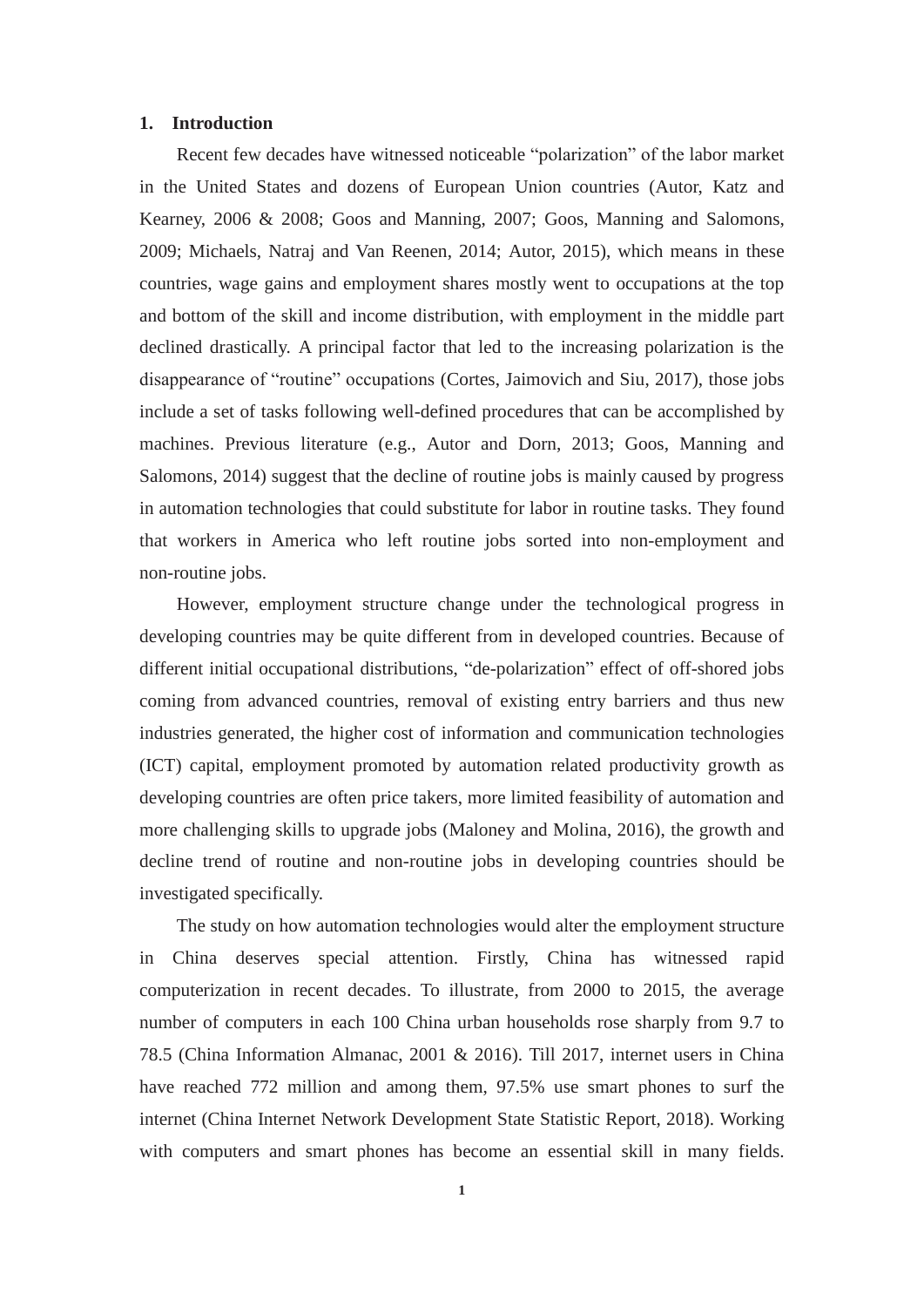## 1. Introduction

Recent few decades have witnessed noticeable "polarization" of the labor market in the United States and dozens of European Union countries (Autor, Katz and Kearney, 2006 & 2008; Goos and Manning, 2007; Goos, Manning and Salomons, 2009; Michaels, Natraj and Van Reenen, 2014; Autor, 2015), which means in these countries, wage gains and employment shares mostly went to occupations at the top and bottom of the skill and income distribution, with employment in the middle part declined drastically. A principal factor that led to the increasing polarization is the disappearance of "routine" occupations (Cortes, Jaimovich and Siu, 2017), those jobs include a set of tasks following well-defined procedures that can be accomplished by machines. Previous literature (e.g., Autor and Dorn, 2013; Goos, Manning and Salomons, 2014) suggest that the decline of routine jobs is mainly caused by progress in automation technologies that could substitute for labor in routine tasks. They found that workers in America who left routine jobs sorted into non-employment and non-routine jobs.

However, employment structure change under the technological progress in developing countries may be quite different from in developed countries. Because of different initial occupational distributions, "de-polarization" effect of off-shored jobs coming from advanced countries, removal of existing entry barriers and thus new industries generated, the higher cost of information and communication technologies (ICT) capital, employment promoted by automation related productivity growth as developing countries are often price takers, more limited feasibility of automation and more challenging skills to upgrade jobs (Maloney and Molina, 2016), the growth and decline trend of routine and non-routine jobs in developing countries should be investigated specifically.

The study on how automation technologies would alter the employment structure in China deserves special attention. Firstly, China has witnessed rapid computerization in recent decades. To illustrate, from 2000 to 2015, the average number of computers in each 100 China urban households rose sharply from 9.7 to 78.5 (China Information Almanac, 2001 & 2016). Till 2017, internet users in China have reached 772 million and among them, 97.5% use smart phones to surf the internet (China Internet Network Development State Statistic Report, 2018). Working with computers and smart phones has become an essential skill in many fields.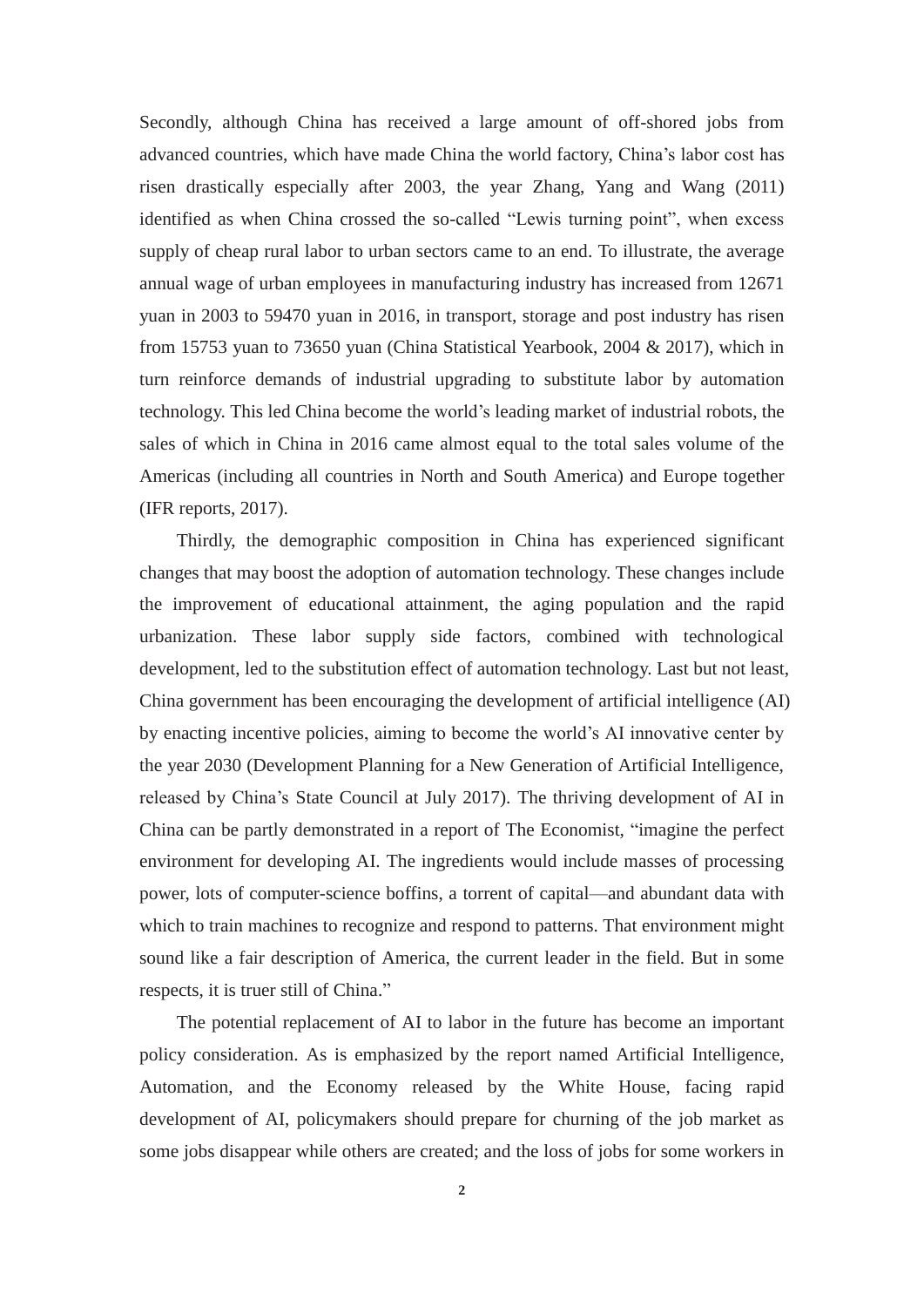Secondly, although China has received a large amount of off-shored jobs from advanced countries, which have made China the world factory, China's labor cost has risen drastically especially after 2003, the year Zhang, Yang and Wang (2011) identified as when China crossed the so-called "Lewis turning point", when excess supply of cheap rural labor to urban sectors came to an end. To illustrate, the average annual wage of urban employees in manufacturing industry has increased from 12671 yuan in 2003 to 59470 yuan in 2016, in transport, storage and post industry has risen from 15753 yuan to 73650 yuan (China Statistical Yearbook, 2004 & 2017), which in turn reinforce demands of industrial upgrading to substitute labor by automation technology. This led China become the world's leading market of industrial robots, the sales of which in China in 2016 came almost equal to the total sales volume of the Americas (including all countries in North and South America) and Europe together (IFR reports, 2017).

Thirdly, the demographic composition in China has experienced significant changes that may boost the adoption of automation technology. These changes include the improvement of educational attainment, the aging population and the rapid urbanization. These labor supply side factors, combined with technological development, led to the substitution effect of automation technology. Last but not least, China government has been encouraging the development of artificial intelligence (AI) by enacting incentive policies, aiming to become the world's AI innovative center by the year 2030 (Development Planning for a New Generation of Artificial Intelligence, released by China's State Council at July 2017). The thriving development of AI in China can be partly demonstrated in a report of The Economist, "imagine the perfect environment for developing AI. The ingredients would include masses of processing power, lots of computer-science boffins, a torrent of capital—and abundant data with which to train machines to recognize and respond to patterns. That environment might sound like a fair description of America, the current leader in the field. But in some respects, it is truer still of China."

The potential replacement of AI to labor in the future has become an important policy consideration. As is emphasized by the report named Artificial Intelligence, Automation, and the Economy released by the White House, facing rapid development of AI, policymakers should prepare for churning of the job market as some jobs disappear while others are created; and the loss of jobs for some workers in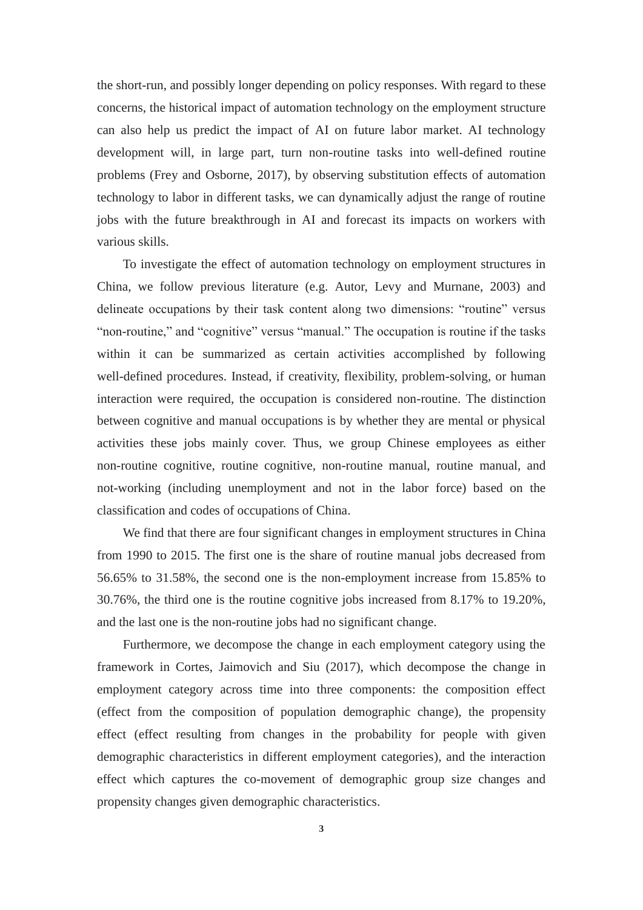the short-run, and possibly longer depending on policy responses. With regard to these concerns, the historical impact of automation technology on the employment structure can also help us predict the impact of AI on future labor market. AI technology development will, in large part, turn non-routine tasks into well-defined routine problems (Frey and Osborne, 2017), by observing substitution effects of automation technology to labor in different tasks, we can dynamically adjust the range of routine jobs with the future breakthrough in AI and forecast its impacts on workers with various skills.

To investigate the effect of automation technology on employment structures in China, we follow previous literature (e.g. Autor, Levy and Murnane, 2003) and delineate occupations by their task content along two dimensions: "routine" versus "non-routine," and "cognitive" versus "manual." The occupation is routine if the tasks within it can be summarized as certain activities accomplished by following well-defined procedures. Instead, if creativity, flexibility, problem-solving, or human interaction were required, the occupation is considered non-routine. The distinction between cognitive and manual occupations is by whether they are mental or physical activities these jobs mainly cover. Thus, we group Chinese employees as either non-routine cognitive, routine cognitive, non-routine manual, routine manual, and not-working (including unemployment and not in the labor force) based on the classification and codes of occupations of China.

We find that there are four significant changes in employment structures in China from 1990 to 2015. The first one is the share of routine manual jobs decreased from 56.65% to 31.58%, the second one is the non-employment increase from 15.85% to 30.76%, the third one is the routine cognitive jobs increased from 8.17% to 19.20%, and the last one is the non-routine jobs had no significant change.

Furthermore, we decompose the change in each employment category using the framework in Cortes, Jaimovich and Siu (2017), which decompose the change in employment category across time into three components: the composition effect (effect from the composition of population demographic change), the propensity effect (effect resulting from changes in the probability for people with given demographic characteristics in different employment categories), and the interaction effect which captures the co-movement of demographic group size changes and propensity changes given demographic characteristics.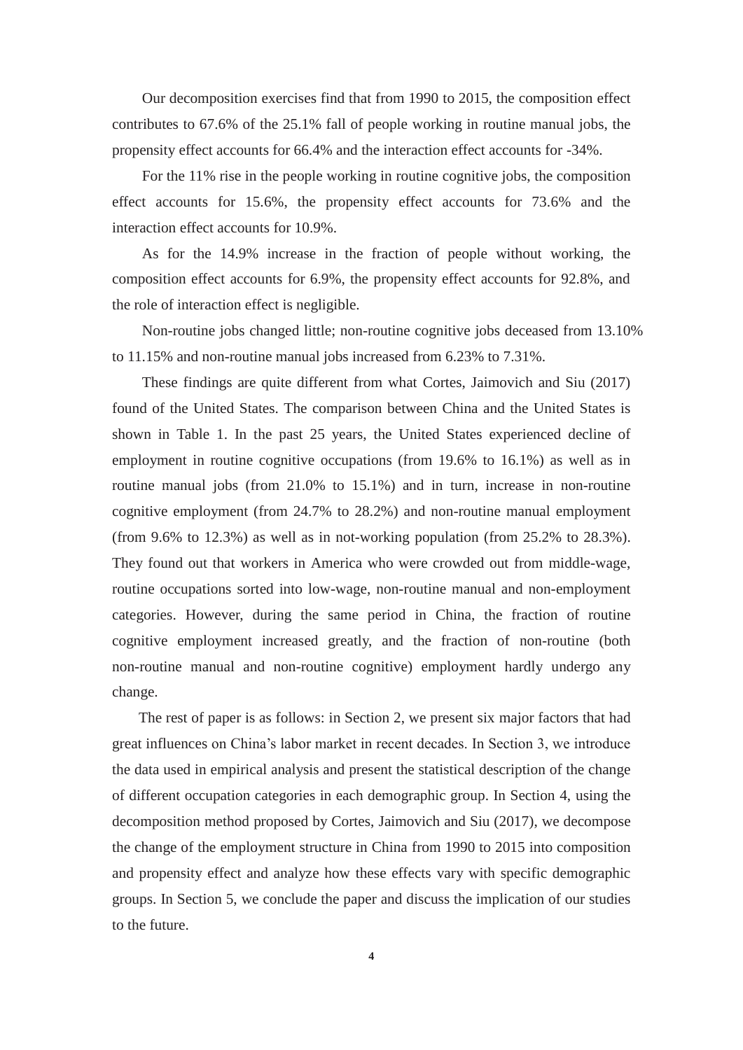Our decomposition exercises find that from 1990 to 2015, the composition effect contributes to 67.6% of the 25.1% fall of people working in routine manual jobs, the propensity effect accounts for 66.4% and the interaction effect accounts for -34%.

For the 11% rise in the people working in routine cognitive jobs, the composition effect accounts for 15.6%, the propensity effect accounts for 73.6% and the interaction effect accounts for 10.9%.

As for the 14.9% increase in the fraction of people without working, the composition effect accounts for 6.9%, the propensity effect accounts for 92.8%, and the role of interaction effect is negligible.

Non-routine jobs changed little; non-routine cognitive jobs deceased from 13.10% to 11.15% and non-routine manual jobs increased from 6.23% to 7.31%.

These findings are quite different from what Cortes, Jaimovich and Siu (2017) found of the United States. The comparison between China and the United States is shown in Table 1. In the past 25 years, the United States experienced decline of employment in routine cognitive occupations (from 19.6% to 16.1%) as well as in routine manual jobs (from 21.0% to 15.1%) and in turn, increase in non-routine cognitive employment (from 24.7% to 28.2%) and non-routine manual employment (from 9.6% to 12.3%) as well as in not-working population (from 25.2% to 28.3%). They found out that workers in America who were crowded out from middle-wage, routine occupations sorted into low-wage, non-routine manual and non-employment categories. However, during the same period in China, the fraction of routine cognitive employment increased greatly, and the fraction of non-routine (both non-routine manual and non-routine cognitive) employment hardly undergo any change.

The rest of paper is as follows: in Section 2, we present six major factors that had great influences on China's labor market in recent decades. In Section 3, we introduce the data used in empirical analysis and present the statistical description of the change of different occupation categories in each demographic group. In Section 4, using the decomposition method proposed by Cortes, Jaimovich and Siu (2017), we decompose the change of the employment structure in China from 1990 to 2015 into composition and propensity effect and analyze how these effects vary with specific demographic groups. In Section 5, we conclude the paper and discuss the implication of our studies to the future.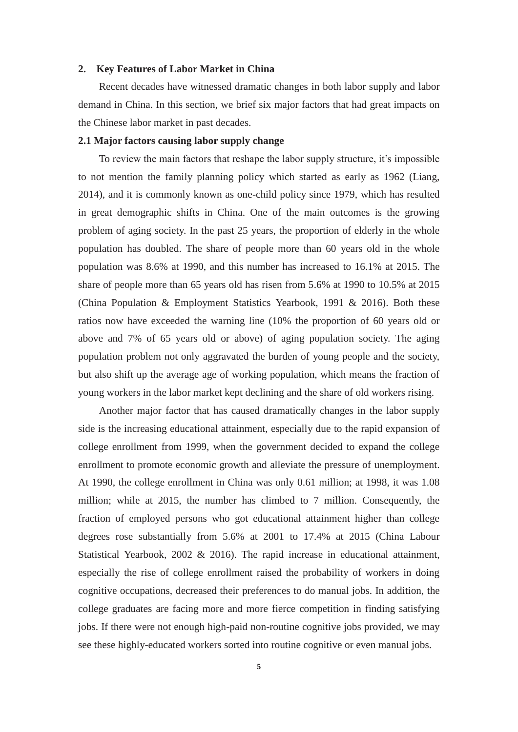## 2. Key Features of Labor Market in China

Recent decades have witnessed dramatic changes in both labor supply and labor demand in China. In this section, we brief six major factors that had great impacts on the Chinese labor market in past decades.

### 2.1 Major factors causing labor supply change

To review the main factors that reshape the labor supply structure, it's impossible to not mention the family planning policy which started as early as 1962 (Liang, 2014), and it is commonly known as one-child policy since 1979, which has resulted in great demographic shifts in China. One of the main outcomes is the growing problem of aging society. In the past 25 years, the proportion of elderly in the whole population has doubled. The share of people more than 60 years old in the whole population was 8.6% at 1990, and this number has increased to 16.1% at 2015. The share of people more than 65 years old has risen from 5.6% at 1990 to 10.5% at 2015 (China Population & Employment Statistics Yearbook, 1991 & 2016). Both these ratios now have exceeded the warning line (10% the proportion of 60 years old or above and 7% of 65 years old or above) of aging population society. The aging population problem not only aggravated the burden of young people and the society, but also shift up the average age of working population, which means the fraction of young workers in the labor market kept declining and the share of old workers rising.

Another major factor that has caused dramatically changes in the labor supply side is the increasing educational attainment, especially due to the rapid expansion of college enrollment from 1999, when the government decided to expand the college enrollment to promote economic growth and alleviate the pressure of unemployment. At 1990, the college enrollment in China was only 0.61 million; at 1998, it was 1.08 million; while at 2015, the number has climbed to 7 million. Consequently, the fraction of employed persons who got educational attainment higher than college degrees rose substantially from 5.6% at 2001 to 17.4% at 2015 (China Labour Statistical Yearbook, 2002 & 2016). The rapid increase in educational attainment, especially the rise of college enrollment raised the probability of workers in doing cognitive occupations, decreased their preferences to do manual jobs. In addition, the college graduates are facing more and more fierce competition in finding satisfying jobs. If there were not enough high-paid non-routine cognitive jobs provided, we may see these highly-educated workers sorted into routine cognitive or even manual jobs.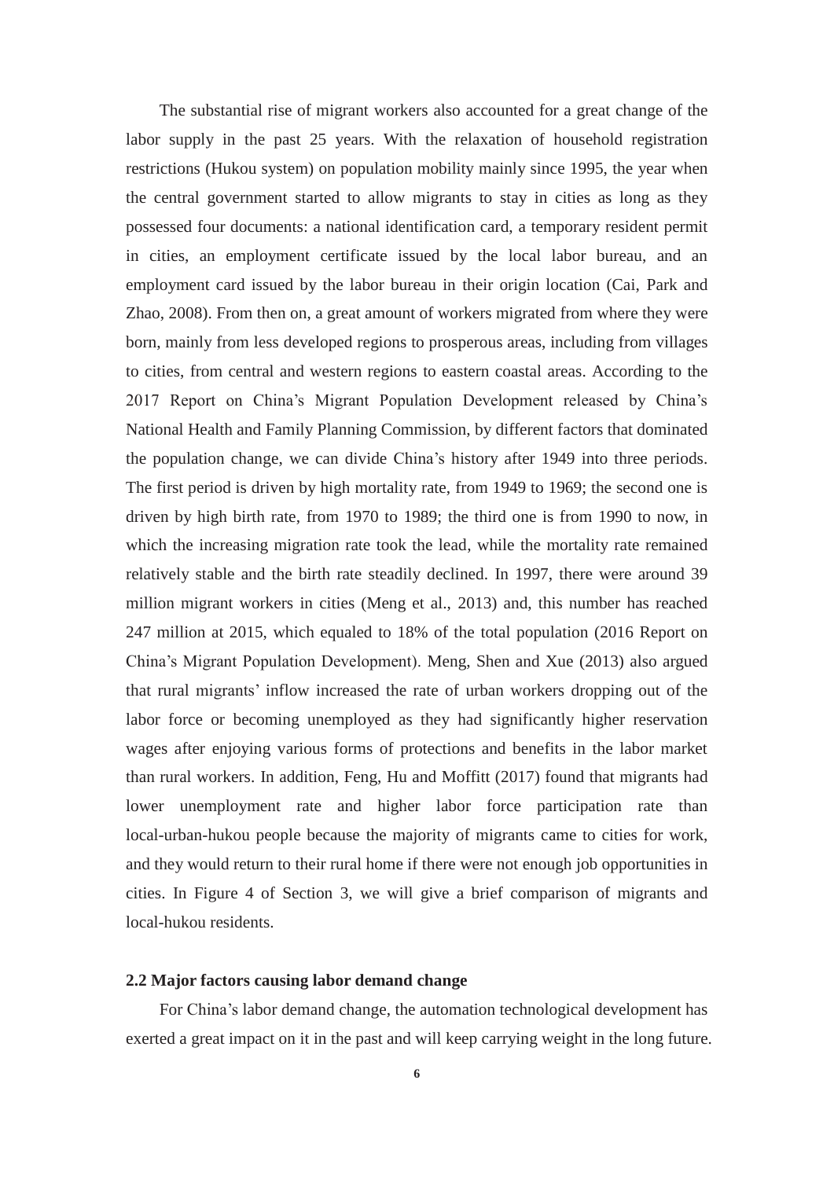The substantial rise of migrant workers also accounted for a great change of the labor supply in the past 25 years. With the relaxation of household registration restrictions (Hukou system) on population mobility mainly since 1995, the year when the central government started to allow migrants to stay in cities as long as they possessed four documents: a national identification card, a temporary resident permit in cities, an employment certificate issued by the local labor bureau, and an employment card issued by the labor bureau in their origin location (Cai, Park and Zhao, 2008). From then on, a great amount of workers migrated from where they were born, mainly from less developed regions to prosperous areas, including from villages to cities, from central and western regions to eastern coastal areas. According to the 2017 Report on China's Migrant Population Development released by China's National Health and Family Planning Commission, by different factors that dominated the population change, we can divide China's history after 1949 into three periods. The first period is driven by high mortality rate, from 1949 to 1969; the second one is driven by high birth rate, from 1970 to 1989; the third one is from 1990 to now, in which the increasing migration rate took the lead, while the mortality rate remained relatively stable and the birth rate steadily declined. In 1997, there were around 39 million migrant workers in cities (Meng et al., 2013) and, this number has reached 247 million at 2015, which equaled to 18% of the total population (2016 Report on China's Migrant Population Development). Meng, Shen and Xue (2013) also argued that rural migrants' inflow increased the rate of urban workers dropping out of the labor force or becoming unemployed as they had significantly higher reservation wages after enjoying various forms of protections and benefits in the labor market than rural workers. In addition, Feng, Hu and Moffitt (2017) found that migrants had lower unemployment rate and higher labor force participation rate than local-urban-hukou people because the majority of migrants came to cities for work, and they would return to their rural home if there were not enough job opportunities in cities. In Figure 4 of Section 3, we will give a brief comparison of migrants and local-hukou residents.

### 2.2 Major factors causing labor demand change

For China's labor demand change, the automation technological development has exerted a great impact on it in the past and will keep carrying weight in the long future.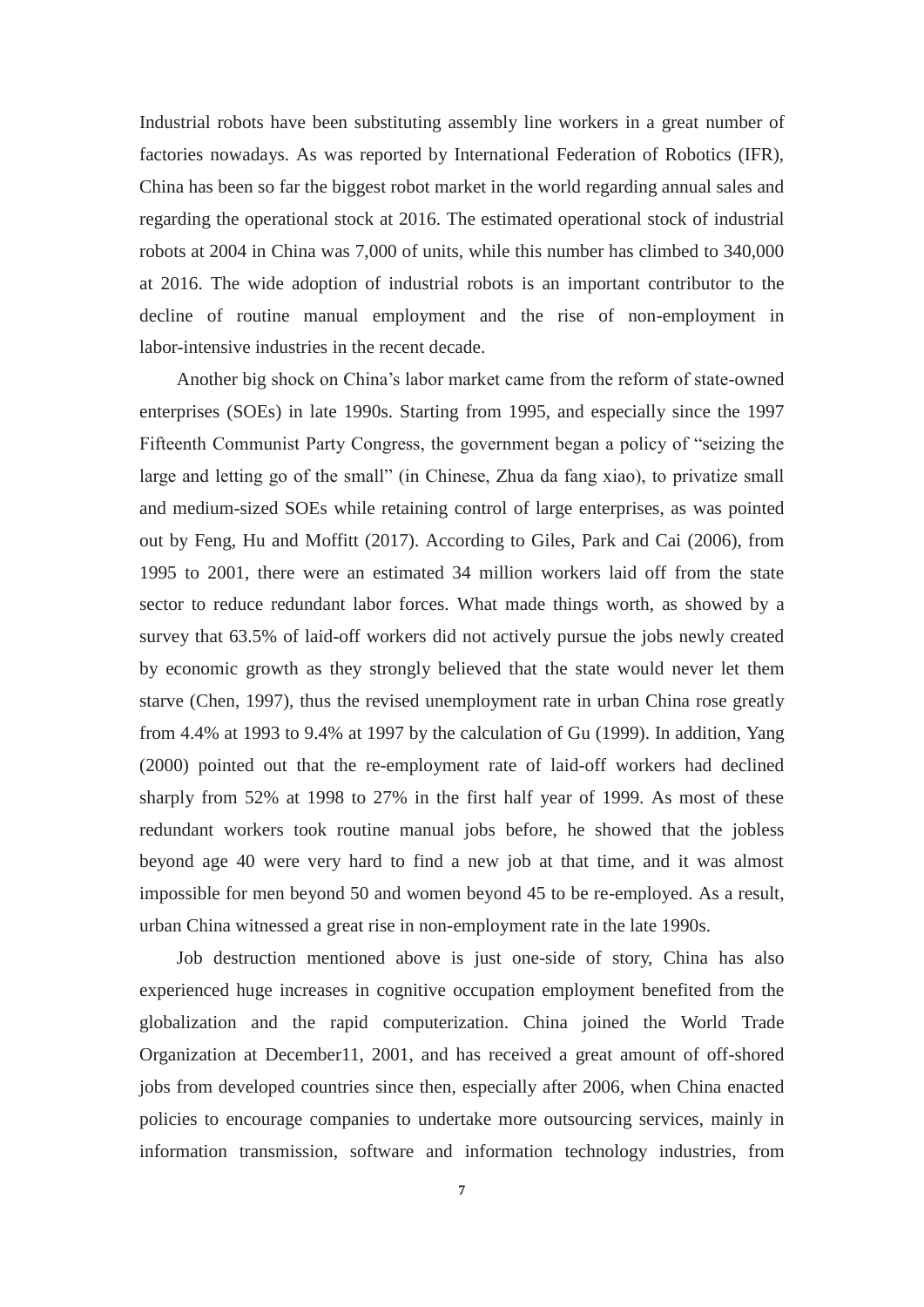Industrial robots have been substituting assembly line workers in a great number of factories nowadays. As was reported by International Federation of Robotics (IFR), China has been so far the biggest robot market in the world regarding annual sales and regarding the operational stock at 2016. The estimated operational stock of industrial robots at 2004 in China was 7,000 of units, while this number has climbed to 340,000 at 2016. The wide adoption of industrial robots is an important contributor to the decline of routine manual employment and the rise of non-employment in labor-intensive industries in the recent decade.

Another big shock on China's labor market came from the reform of state-owned enterprises (SOEs) in late 1990s. Starting from 1995, and especially since the 1997 Fifteenth Communist Party Congress, the government began a policy of "seizing the large and letting go of the small" (in Chinese, Zhua da fang xiao), to privatize small and medium-sized SOEs while retaining control of large enterprises, as was pointed out by Feng, Hu and Moffitt (2017). According to Giles, Park and Cai (2006), from 1995 to 2001, there were an estimated 34 million workers laid off from the state sector to reduce redundant labor forces. What made things worth, as showed by a survey that 63.5% of laid-off workers did not actively pursue the jobs newly created by economic growth as they strongly believed that the state would never let them starve (Chen, 1997), thus the revised unemployment rate in urban China rose greatly from 4.4% at 1993 to 9.4% at 1997 by the calculation of Gu (1999). In addition, Yang (2000) pointed out that the re-employment rate of laid-off workers had declined sharply from 52% at 1998 to 27% in the first half year of 1999. As most of these redundant workers took routine manual jobs before, he showed that the jobless beyond age 40 were very hard to find a new job at that time, and it was almost impossible for men beyond 50 and women beyond 45 to be re-employed. As a result, urban China witnessed a great rise in non-employment rate in the late 1990s.

Job destruction mentioned above is just one-side of story, China has also experienced huge increases in cognitive occupation employment benefited from the globalization and the rapid computerization. China joined the World Trade Organization at December11, 2001, and has received a great amount of off-shored jobs from developed countries since then, especially after 2006, when China enacted policies to encourage companies to undertake more outsourcing services, mainly in information transmission, software and information technology industries, from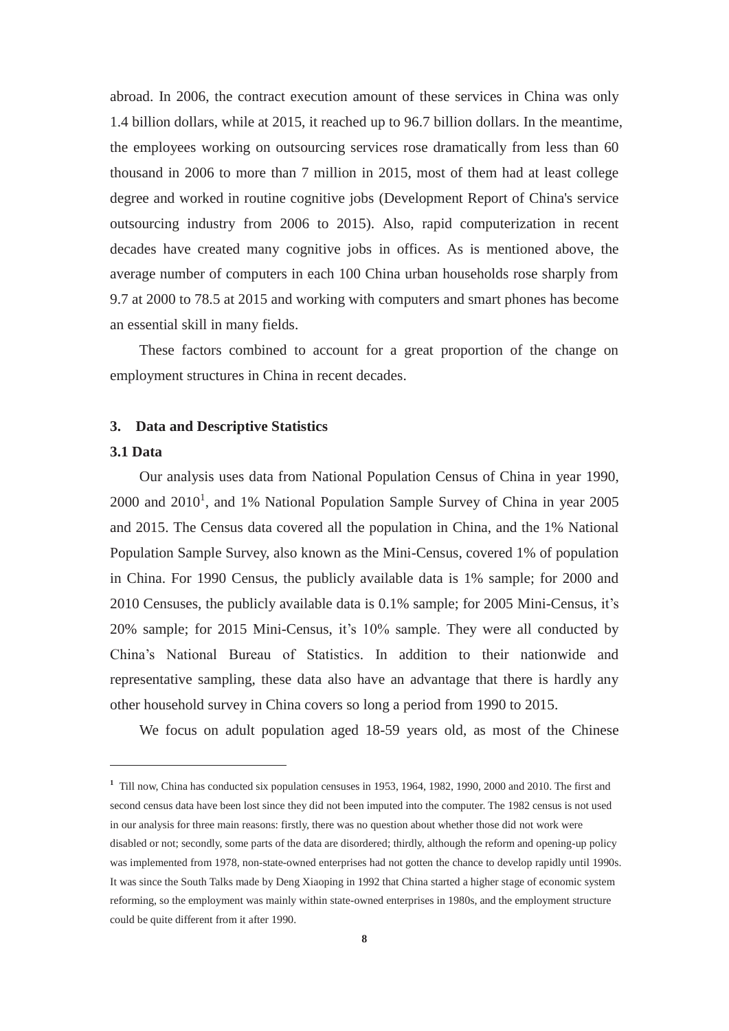abroad. In 2006, the contract execution amount of these services in China was only 1.4 billion dollars, while at 2015, it reached up to 96.7 billion dollars. In the meantime, the employees working on outsourcing services rose dramatically from less than 60 thousand in 2006 to more than 7 million in 2015, most of them had at least college degree and worked in routine cognitive jobs (Development Report of China's service outsourcing industry from 2006 to 2015). Also, rapid computerization in recent decades have created many cognitive jobs in offices. As is mentioned above, the average number of computers in each 100 China urban households rose sharply from 9.7 at 2000 to 78.5 at 2015 and working with computers and smart phones has become an essential skill in many fields.

These factors combined to account for a great proportion of the change on employment structures in China in recent decades.

## 3. Data and Descriptive Statistics

### 3.1 Data

Our analysis uses data from National Population Census of China in year 1990, 2000 and 2010[1], and 1% National Population Sample Survey of China in year 2005 and 2015. The Census data covered all the population in China, and the 1% National Population Sample Survey, also known as the Mini-Census, covered 1% of population in China. For 1990 Census, the publicly available data is 1% sample; for 2000 and 2010 Censuses, the publicly available data is 0.1% sample; for 2005 Mini-Census, it's 20% sample; for 2015 Mini-Census, it's 10% sample. They were all conducted by China's National Bureau of Statistics. In addition to their nationwide and representative sampling, these data also have an advantage that there is hardly any other household survey in China covers so long a period from 1990 to 2015.

We focus on adult population aged 18-59 years old, as most of the Chinese

---

[1] Till now, China has conducted six population censuses in 1953, 1964, 1982, 1990, 2000 and 2010. The first and second census data have been lost since they did not been imputed into the computer. The 1982 census is not used in our analysis for three main reasons: firstly, there was no question about whether those did not work were disabled or not; secondly, some parts of the data are disordered; thirdly, although the reform and opening-up policy was implemented from 1978, non-state-owned enterprises had not gotten the chance to develop rapidly until 1990s. It was since the South Talks made by Deng Xiaoping in 1992 that China started a higher stage of economic system reforming, so the employment was mainly within state-owned enterprises in 1980s, and the employment structure could be quite different from it after 1990.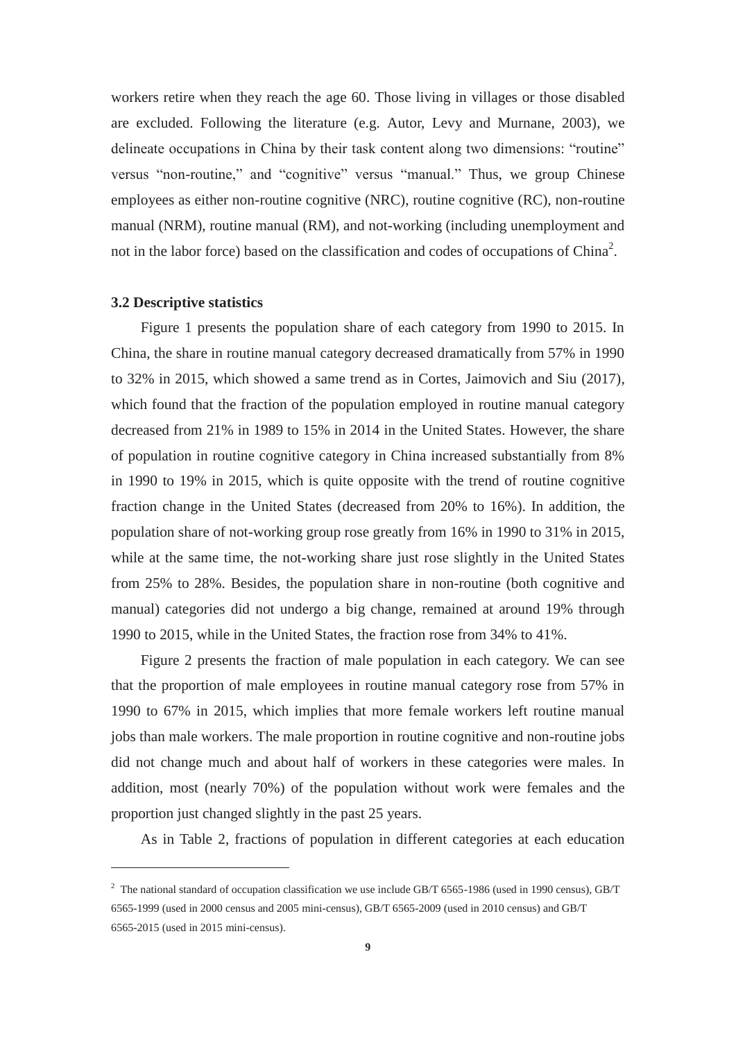workers retire when they reach the age 60. Those living in villages or those disabled are excluded. Following the literature (e.g. Autor, Levy and Murnane, 2003), we delineate occupations in China by their task content along two dimensions: "routine" versus "non-routine," and "cognitive" versus "manual." Thus, we group Chinese employees as either non-routine cognitive (NRC), routine cognitive (RC), non-routine manual (NRM), routine manual (RM), and not-working (including unemployment and not in the labor force) based on the classification and codes of occupations of China[2].

### 3.2 Descriptive statistics

Figure 1 presents the population share of each category from 1990 to 2015. In China, the share in routine manual category decreased dramatically from 57% in 1990 to 32% in 2015, which showed a same trend as in Cortes, Jaimovich and Siu (2017), which found that the fraction of the population employed in routine manual category decreased from 21% in 1989 to 15% in 2014 in the United States. However, the share of population in routine cognitive category in China increased substantially from 8% in 1990 to 19% in 2015, which is quite opposite with the trend of routine cognitive fraction change in the United States (decreased from 20% to 16%). In addition, the population share of not-working group rose greatly from 16% in 1990 to 31% in 2015, while at the same time, the not-working share just rose slightly in the United States from 25% to 28%. Besides, the population share in non-routine (both cognitive and manual) categories did not undergo a big change, remained at around 19% through 1990 to 2015, while in the United States, the fraction rose from 34% to 41%.

Figure 2 presents the fraction of male population in each category. We can see that the proportion of male employees in routine manual category rose from 57% in 1990 to 67% in 2015, which implies that more female workers left routine manual jobs than male workers. The male proportion in routine cognitive and non-routine jobs did not change much and about half of workers in these categories were males. In addition, most (nearly 70%) of the population without work were females and the proportion just changed slightly in the past 25 years.

As in Table 2, fractions of population in different categories at each education

---

[2] The national standard of occupation classification we use include GB/T 6565-1986 (used in 1990 census), GB/T 6565-1999 (used in 2000 census and 2005 mini-census), GB/T 6565-2009 (used in 2010 census) and GB/T 6565-2015 (used in 2015 mini-census).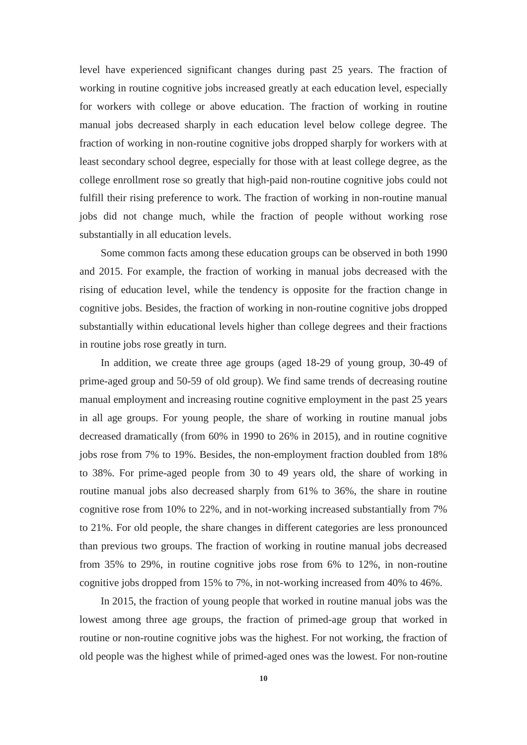level have experienced significant changes during past 25 years. The fraction of working in routine cognitive jobs increased greatly at each education level, especially for workers with college or above education. The fraction of working in routine manual jobs decreased sharply in each education level below college degree. The fraction of working in non-routine cognitive jobs dropped sharply for workers with at least secondary school degree, especially for those with at least college degree, as the college enrollment rose so greatly that high-paid non-routine cognitive jobs could not fulfill their rising preference to work. The fraction of working in non-routine manual jobs did not change much, while the fraction of people without working rose substantially in all education levels.

Some common facts among these education groups can be observed in both 1990 and 2015. For example, the fraction of working in manual jobs decreased with the rising of education level, while the tendency is opposite for the fraction change in cognitive jobs. Besides, the fraction of working in non-routine cognitive jobs dropped substantially within educational levels higher than college degrees and their fractions in routine jobs rose greatly in turn.

In addition, we create three age groups (aged 18-29 of young group, 30-49 of prime-aged group and 50-59 of old group). We find same trends of decreasing routine manual employment and increasing routine cognitive employment in the past 25 years in all age groups. For young people, the share of working in routine manual jobs decreased dramatically (from 60% in 1990 to 26% in 2015), and in routine cognitive jobs rose from 7% to 19%. Besides, the non-employment fraction doubled from 18% to 38%. For prime-aged people from 30 to 49 years old, the share of working in routine manual jobs also decreased sharply from 61% to 36%, the share in routine cognitive rose from 10% to 22%, and in not-working increased substantially from 7% to 21%. For old people, the share changes in different categories are less pronounced than previous two groups. The fraction of working in routine manual jobs decreased from 35% to 29%, in routine cognitive jobs rose from 6% to 12%, in non-routine cognitive jobs dropped from 15% to 7%, in not-working increased from 40% to 46%.

In 2015, the fraction of young people that worked in routine manual jobs was the lowest among three age groups, the fraction of primed-age group that worked in routine or non-routine cognitive jobs was the highest. For not working, the fraction of old people was the highest while of primed-aged ones was the lowest. For non-routine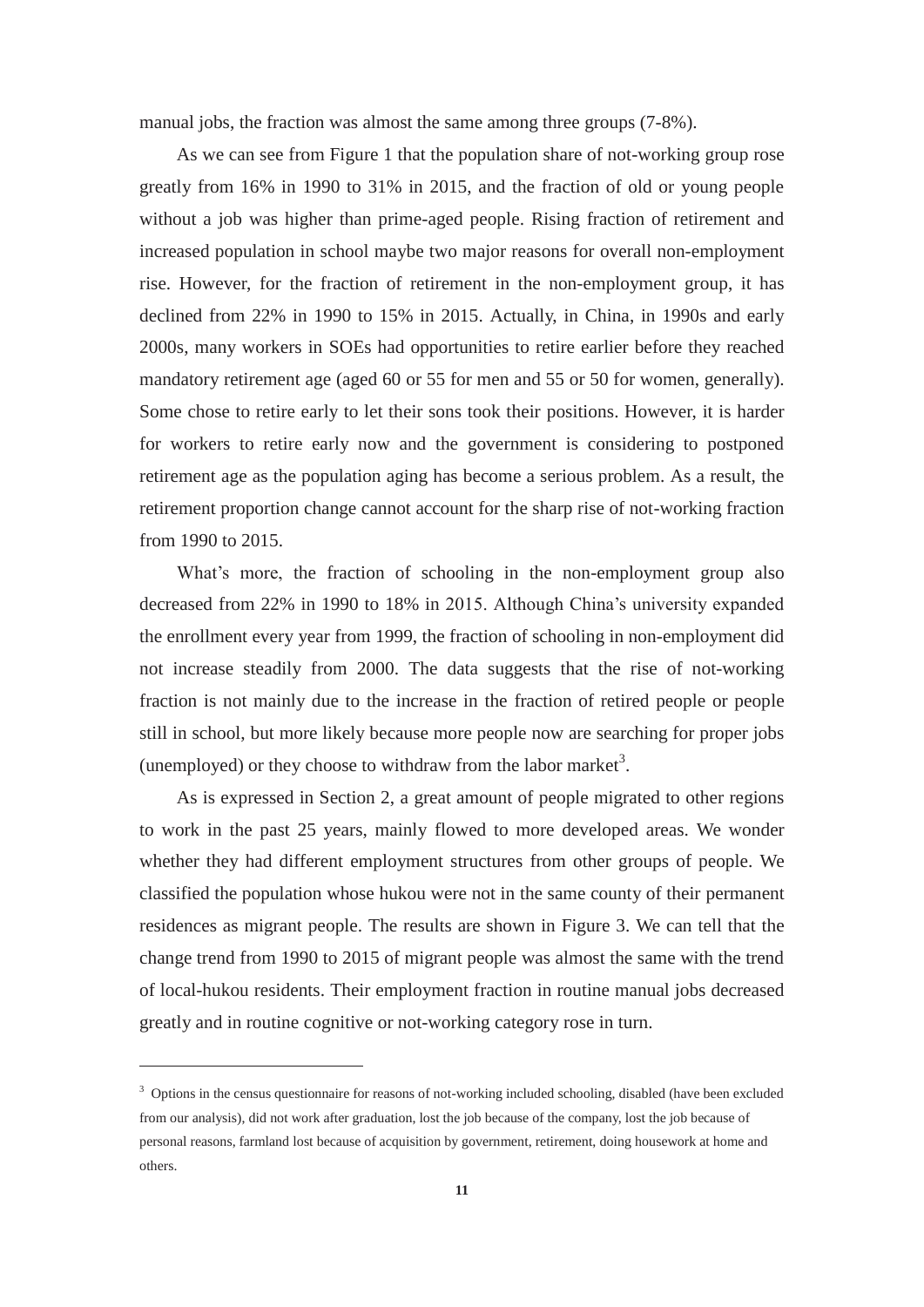manual jobs, the fraction was almost the same among three groups (7-8%).

As we can see from Figure 1 that the population share of not-working group rose greatly from 16% in 1990 to 31% in 2015, and the fraction of old or young people without a job was higher than prime-aged people. Rising fraction of retirement and increased population in school maybe two major reasons for overall non-employment rise. However, for the fraction of retirement in the non-employment group, it has declined from 22% in 1990 to 15% in 2015. Actually, in China, in 1990s and early 2000s, many workers in SOEs had opportunities to retire earlier before they reached mandatory retirement age (aged 60 or 55 for men and 55 or 50 for women, generally). Some chose to retire early to let their sons took their positions. However, it is harder for workers to retire early now and the government is considering to postponed retirement age as the population aging has become a serious problem. As a result, the retirement proportion change cannot account for the sharp rise of not-working fraction from 1990 to 2015.

What's more, the fraction of schooling in the non-employment group also decreased from 22% in 1990 to 18% in 2015. Although China's university expanded the enrollment every year from 1999, the fraction of schooling in non-employment did not increase steadily from 2000. The data suggests that the rise of not-working fraction is not mainly due to the increase in the fraction of retired people or people still in school, but more likely because more people now are searching for proper jobs (unemployed) or they choose to withdraw from the labor market[3].

As is expressed in Section 2, a great amount of people migrated to other regions to work in the past 25 years, mainly flowed to more developed areas. We wonder whether they had different employment structures from other groups of people. We classified the population whose hukou were not in the same county of their permanent residences as migrant people. The results are shown in Figure 3. We can tell that the change trend from 1990 to 2015 of migrant people was almost the same with the trend of local-hukou residents. Their employment fraction in routine manual jobs decreased greatly and in routine cognitive or not-working category rose in turn.

---

[3] Options in the census questionnaire for reasons of not-working included schooling, disabled (have been excluded from our analysis), did not work after graduation, lost the job because of the company, lost the job because of personal reasons, farmland lost because of acquisition by government, retirement, doing housework at home and others.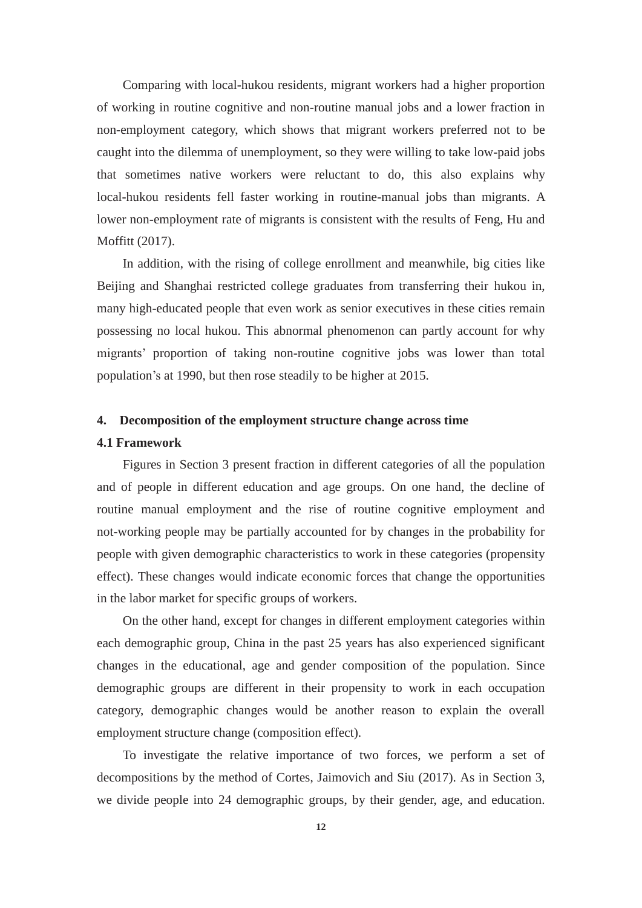Comparing with local-hukou residents, migrant workers had a higher proportion of working in routine cognitive and non-routine manual jobs and a lower fraction in non-employment category, which shows that migrant workers preferred not to be caught into the dilemma of unemployment, so they were willing to take low-paid jobs that sometimes native workers were reluctant to do, this also explains why local-hukou residents fell faster working in routine-manual jobs than migrants. A lower non-employment rate of migrants is consistent with the results of Feng, Hu and Moffitt (2017).

In addition, with the rising of college enrollment and meanwhile, big cities like Beijing and Shanghai restricted college graduates from transferring their hukou in, many high-educated people that even work as senior executives in these cities remain possessing no local hukou. This abnormal phenomenon can partly account for why migrants' proportion of taking non-routine cognitive jobs was lower than total population's at 1990, but then rose steadily to be higher at 2015.

## 4. Decomposition of the employment structure change across time

### 4.1 Framework

Figures in Section 3 present fraction in different categories of all the population and of people in different education and age groups. On one hand, the decline of routine manual employment and the rise of routine cognitive employment and not-working people may be partially accounted for by changes in the probability for people with given demographic characteristics to work in these categories (propensity effect). These changes would indicate economic forces that change the opportunities in the labor market for specific groups of workers.

On the other hand, except for changes in different employment categories within each demographic group, China in the past 25 years has also experienced significant changes in the educational, age and gender composition of the population. Since demographic groups are different in their propensity to work in each occupation category, demographic changes would be another reason to explain the overall employment structure change (composition effect).

To investigate the relative importance of two forces, we perform a set of decompositions by the method of Cortes, Jaimovich and Siu (2017). As in Section 3, we divide people into 24 demographic groups, by their gender, age, and education.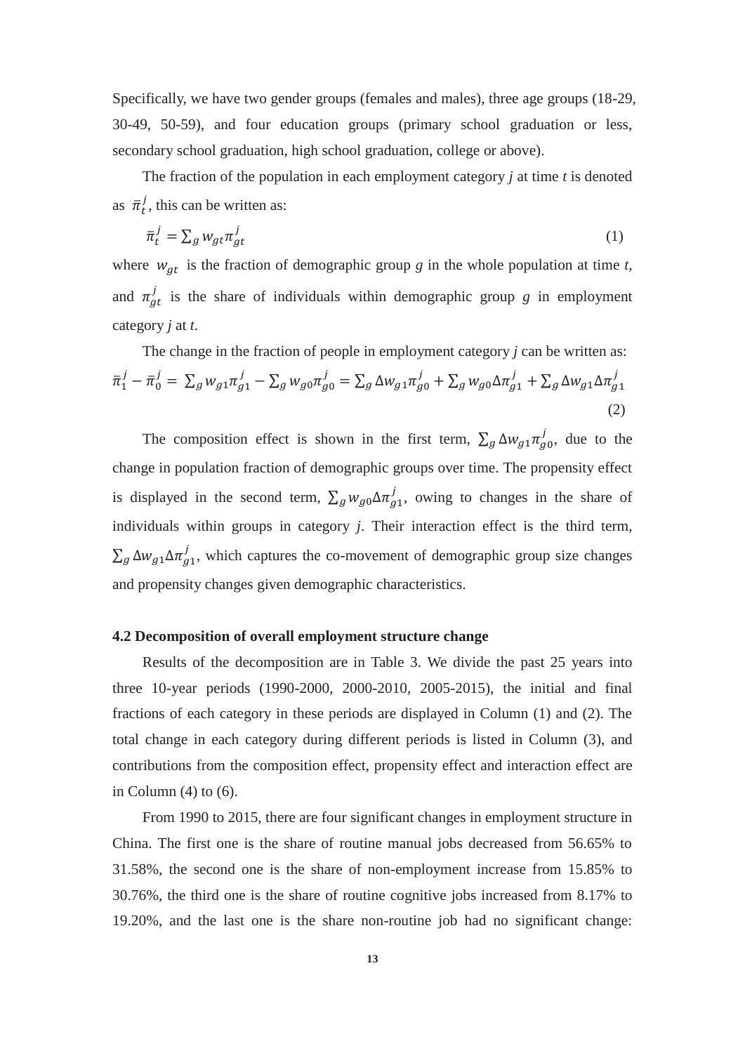Specifically, we have two gender groups (females and males), three age groups (18-29, 30-49, 50-59), and four education groups (primary school graduation or less, secondary school graduation, high school graduation, college or above).

The fraction of the population in each employment category *j* at time *t* is denoted as $\bar{\pi}_t^j$, this can be written as:

$$\bar{\pi}_t^j = \sum_g w_{gt} \pi_{gt}^j \tag{1}$$

where $w_{gt}$ is the fraction of demographic group *g* in the whole population at time *t*, and $\pi_{gt}^j$ is the share of individuals within demographic group *g* in employment category *j* at *t*.

The change in the fraction of people in employment category *j* can be written as:

$$\bar{\pi}_1^j - \bar{\pi}_0^j = \sum_g w_{g1} \pi_{g1}^j - \sum_g w_{g0} \pi_{g0}^j = \sum_g \Delta w_{g1} \pi_{g0}^j + \sum_g w_{g0} \Delta \pi_{g1}^j + \sum_g \Delta w_{g1} \Delta \pi_{g1}^j \tag{2}$$

The composition effect is shown in the first term, $\sum_g \Delta w_{g1} \pi_{g0}^j$, due to the change in population fraction of demographic groups over time. The propensity effect is displayed in the second term, $\sum_g w_{g0} \Delta \pi_{g1}^j$, owing to changes in the share of individuals within groups in category *j*. Their interaction effect is the third term, $\sum_g \Delta w_{g1} \Delta \pi_{g1}^j$, which captures the co-movement of demographic group size changes and propensity changes given demographic characteristics.

### 4.2 Decomposition of overall employment structure change

Results of the decomposition are in Table 3. We divide the past 25 years into three 10-year periods (1990-2000, 2000-2010, 2005-2015), the initial and final fractions of each category in these periods are displayed in Column (1) and (2). The total change in each category during different periods is listed in Column (3), and contributions from the composition effect, propensity effect and interaction effect are in Column (4) to (6).

From 1990 to 2015, there are four significant changes in employment structure in China. The first one is the share of routine manual jobs decreased from 56.65% to 31.58%, the second one is the share of non-employment increase from 15.85% to 30.76%, the third one is the share of routine cognitive jobs increased from 8.17% to 19.20%, and the last one is the share non-routine job had no significant change: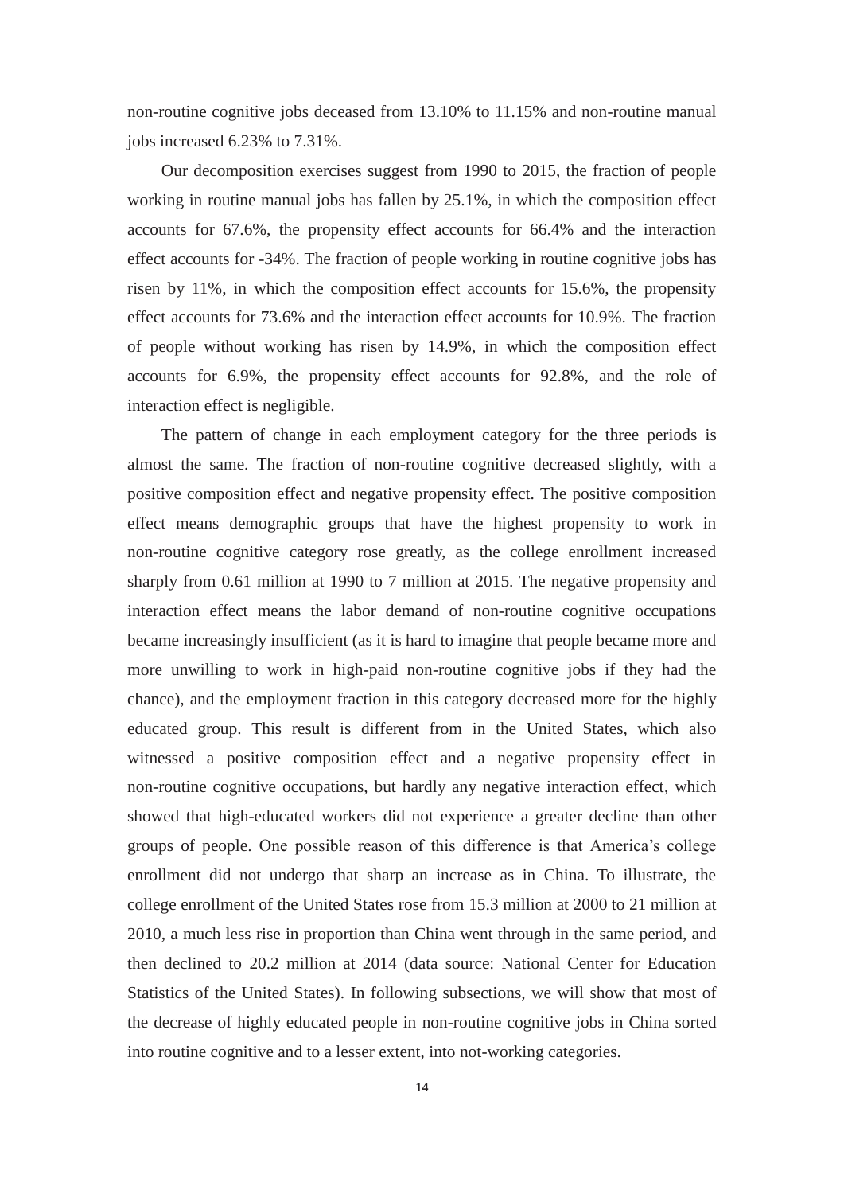non-routine cognitive jobs deceased from 13.10% to 11.15% and non-routine manual jobs increased 6.23% to 7.31%.

Our decomposition exercises suggest from 1990 to 2015, the fraction of people working in routine manual jobs has fallen by 25.1%, in which the composition effect accounts for 67.6%, the propensity effect accounts for 66.4% and the interaction effect accounts for -34%. The fraction of people working in routine cognitive jobs has risen by 11%, in which the composition effect accounts for 15.6%, the propensity effect accounts for 73.6% and the interaction effect accounts for 10.9%. The fraction of people without working has risen by 14.9%, in which the composition effect accounts for 6.9%, the propensity effect accounts for 92.8%, and the role of interaction effect is negligible.

The pattern of change in each employment category for the three periods is almost the same. The fraction of non-routine cognitive decreased slightly, with a positive composition effect and negative propensity effect. The positive composition effect means demographic groups that have the highest propensity to work in non-routine cognitive category rose greatly, as the college enrollment increased sharply from 0.61 million at 1990 to 7 million at 2015. The negative propensity and interaction effect means the labor demand of non-routine cognitive occupations became increasingly insufficient (as it is hard to imagine that people became more and more unwilling to work in high-paid non-routine cognitive jobs if they had the chance), and the employment fraction in this category decreased more for the highly educated group. This result is different from in the United States, which also witnessed a positive composition effect and a negative propensity effect in non-routine cognitive occupations, but hardly any negative interaction effect, which showed that high-educated workers did not experience a greater decline than other groups of people. One possible reason of this difference is that America's college enrollment did not undergo that sharp an increase as in China. To illustrate, the college enrollment of the United States rose from 15.3 million at 2000 to 21 million at 2010, a much less rise in proportion than China went through in the same period, and then declined to 20.2 million at 2014 (data source: National Center for Education Statistics of the United States). In following subsections, we will show that most of the decrease of highly educated people in non-routine cognitive jobs in China sorted into routine cognitive and to a lesser extent, into not-working categories.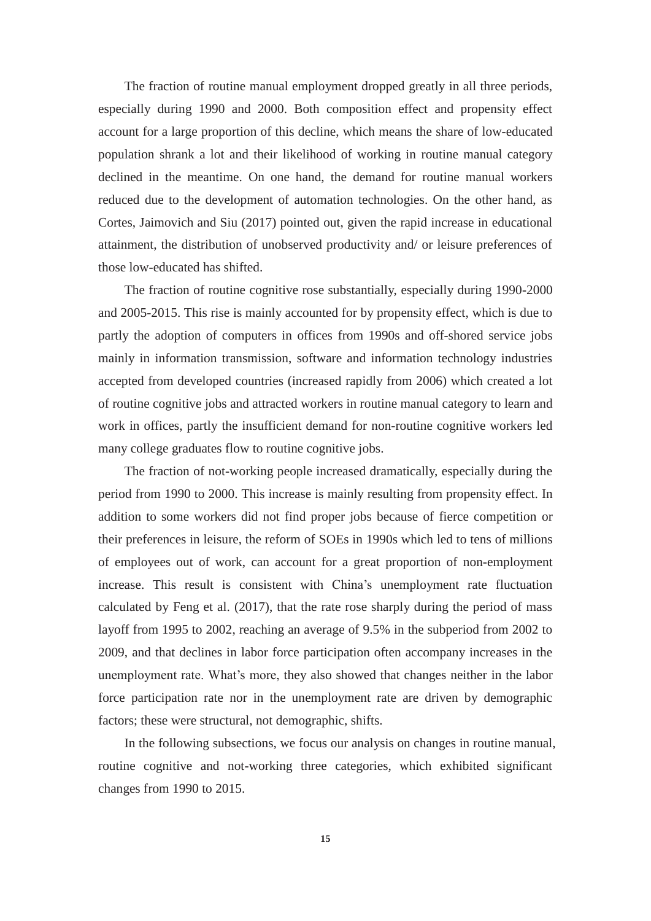The fraction of routine manual employment dropped greatly in all three periods, especially during 1990 and 2000. Both composition effect and propensity effect account for a large proportion of this decline, which means the share of low-educated population shrank a lot and their likelihood of working in routine manual category declined in the meantime. On one hand, the demand for routine manual workers reduced due to the development of automation technologies. On the other hand, as Cortes, Jaimovich and Siu (2017) pointed out, given the rapid increase in educational attainment, the distribution of unobserved productivity and/ or leisure preferences of those low-educated has shifted.

The fraction of routine cognitive rose substantially, especially during 1990-2000 and 2005-2015. This rise is mainly accounted for by propensity effect, which is due to partly the adoption of computers in offices from 1990s and off-shored service jobs mainly in information transmission, software and information technology industries accepted from developed countries (increased rapidly from 2006) which created a lot of routine cognitive jobs and attracted workers in routine manual category to learn and work in offices, partly the insufficient demand for non-routine cognitive workers led many college graduates flow to routine cognitive jobs.

The fraction of not-working people increased dramatically, especially during the period from 1990 to 2000. This increase is mainly resulting from propensity effect. In addition to some workers did not find proper jobs because of fierce competition or their preferences in leisure, the reform of SOEs in 1990s which led to tens of millions of employees out of work, can account for a great proportion of non-employment increase. This result is consistent with China's unemployment rate fluctuation calculated by Feng et al. (2017), that the rate rose sharply during the period of mass layoff from 1995 to 2002, reaching an average of 9.5% in the subperiod from 2002 to 2009, and that declines in labor force participation often accompany increases in the unemployment rate. What's more, they also showed that changes neither in the labor force participation rate nor in the unemployment rate are driven by demographic factors; these were structural, not demographic, shifts.

In the following subsections, we focus our analysis on changes in routine manual, routine cognitive and not-working three categories, which exhibited significant changes from 1990 to 2015.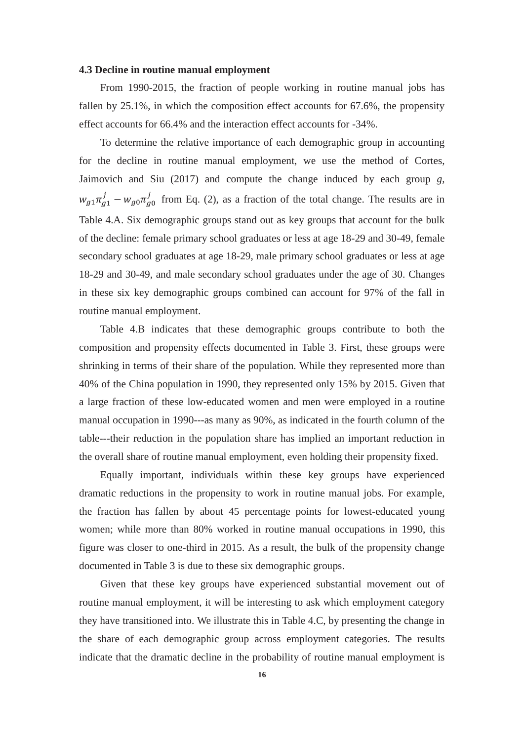**4.3 Decline in routine manual employment**

From 1990-2015, the fraction of people working in routine manual jobs has fallen by 25.1%, in which the composition effect accounts for 67.6%, the propensity effect accounts for 66.4% and the interaction effect accounts for -34%.

To determine the relative importance of each demographic group in accounting for the decline in routine manual employment, we use the method of Cortes, Jaimovich and Siu (2017) and compute the change induced by each group $g$, $w_{g1}\pi_{g1}^{j} - w_{g0}\pi_{g0}^{j}$ from Eq. (2), as a fraction of the total change. The results are in Table 4.A. Six demographic groups stand out as key groups that account for the bulk of the decline: female primary school graduates or less at age 18-29 and 30-49, female secondary school graduates at age 18-29, male primary school graduates or less at age 18-29 and 30-49, and male secondary school graduates under the age of 30. Changes in these six key demographic groups combined can account for 97% of the fall in routine manual employment.

Table 4.B indicates that these demographic groups contribute to both the composition and propensity effects documented in Table 3. First, these groups were shrinking in terms of their share of the population. While they represented more than 40% of the China population in 1990, they represented only 15% by 2015. Given that a large fraction of these low-educated women and men were employed in a routine manual occupation in 1990---as many as 90%, as indicated in the fourth column of the table---their reduction in the population share has implied an important reduction in the overall share of routine manual employment, even holding their propensity fixed.

Equally important, individuals within these key groups have experienced dramatic reductions in the propensity to work in routine manual jobs. For example, the fraction has fallen by about 45 percentage points for lowest-educated young women; while more than 80% worked in routine manual occupations in 1990, this figure was closer to one-third in 2015. As a result, the bulk of the propensity change documented in Table 3 is due to these six demographic groups.

Given that these key groups have experienced substantial movement out of routine manual employment, it will be interesting to ask which employment category they have transitioned into. We illustrate this in Table 4.C, by presenting the change in the share of each demographic group across employment categories. The results indicate that the dramatic decline in the probability of routine manual employment is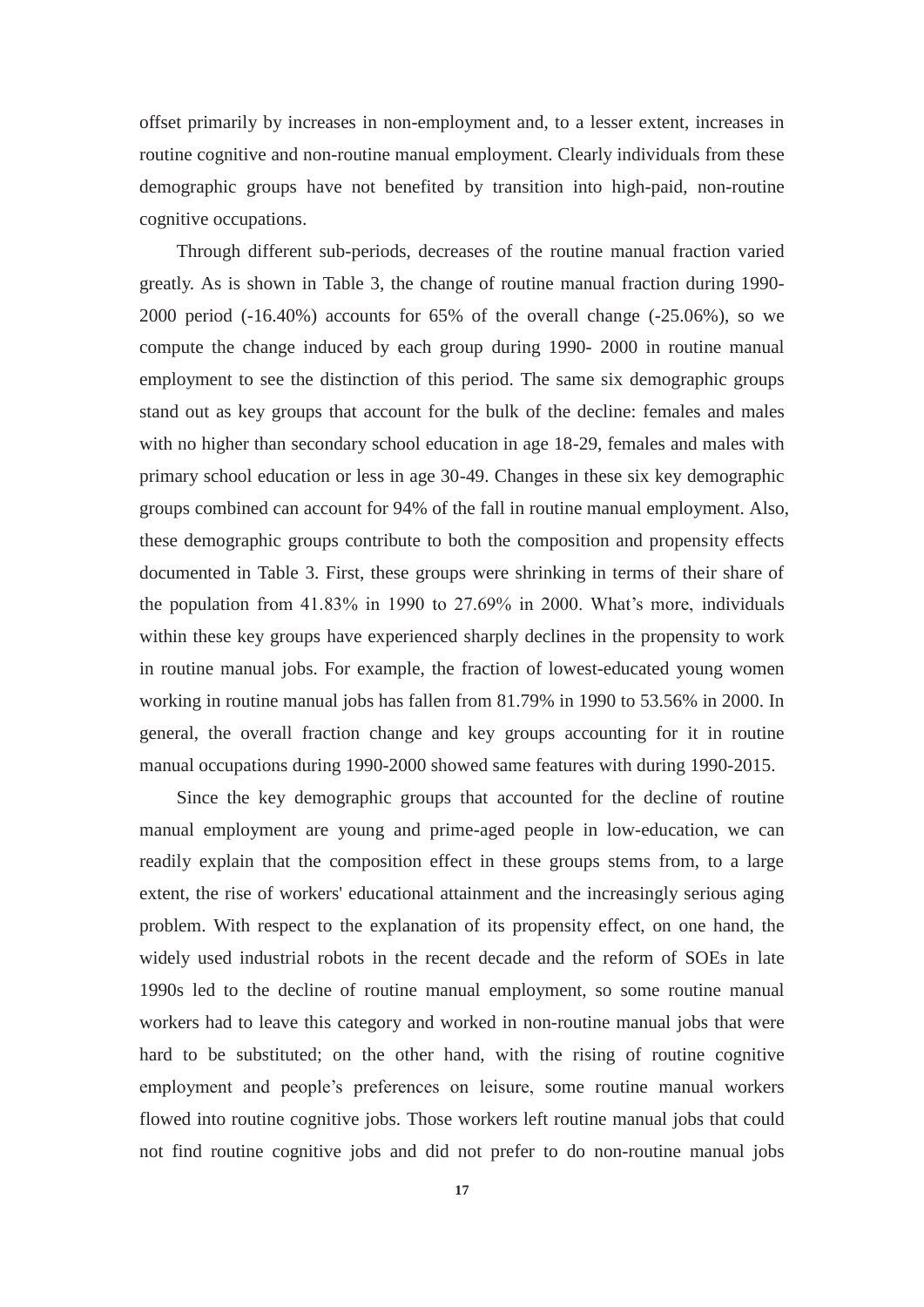offset primarily by increases in non-employment and, to a lesser extent, increases in routine cognitive and non-routine manual employment. Clearly individuals from these demographic groups have not benefited by transition into high-paid, non-routine cognitive occupations.

Through different sub-periods, decreases of the routine manual fraction varied greatly. As is shown in Table 3, the change of routine manual fraction during 1990-2000 period (-16.40%) accounts for 65% of the overall change (-25.06%), so we compute the change induced by each group during 1990- 2000 in routine manual employment to see the distinction of this period. The same six demographic groups stand out as key groups that account for the bulk of the decline: females and males with no higher than secondary school education in age 18-29, females and males with primary school education or less in age 30-49. Changes in these six key demographic groups combined can account for 94% of the fall in routine manual employment. Also, these demographic groups contribute to both the composition and propensity effects documented in Table 3. First, these groups were shrinking in terms of their share of the population from 41.83% in 1990 to 27.69% in 2000. What's more, individuals within these key groups have experienced sharply declines in the propensity to work in routine manual jobs. For example, the fraction of lowest-educated young women working in routine manual jobs has fallen from 81.79% in 1990 to 53.56% in 2000. In general, the overall fraction change and key groups accounting for it in routine manual occupations during 1990-2000 showed same features with during 1990-2015.

Since the key demographic groups that accounted for the decline of routine manual employment are young and prime-aged people in low-education, we can readily explain that the composition effect in these groups stems from, to a large extent, the rise of workers' educational attainment and the increasingly serious aging problem. With respect to the explanation of its propensity effect, on one hand, the widely used industrial robots in the recent decade and the reform of SOEs in late 1990s led to the decline of routine manual employment, so some routine manual workers had to leave this category and worked in non-routine manual jobs that were hard to be substituted; on the other hand, with the rising of routine cognitive employment and people's preferences on leisure, some routine manual workers flowed into routine cognitive jobs. Those workers left routine manual jobs that could not find routine cognitive jobs and did not prefer to do non-routine manual jobs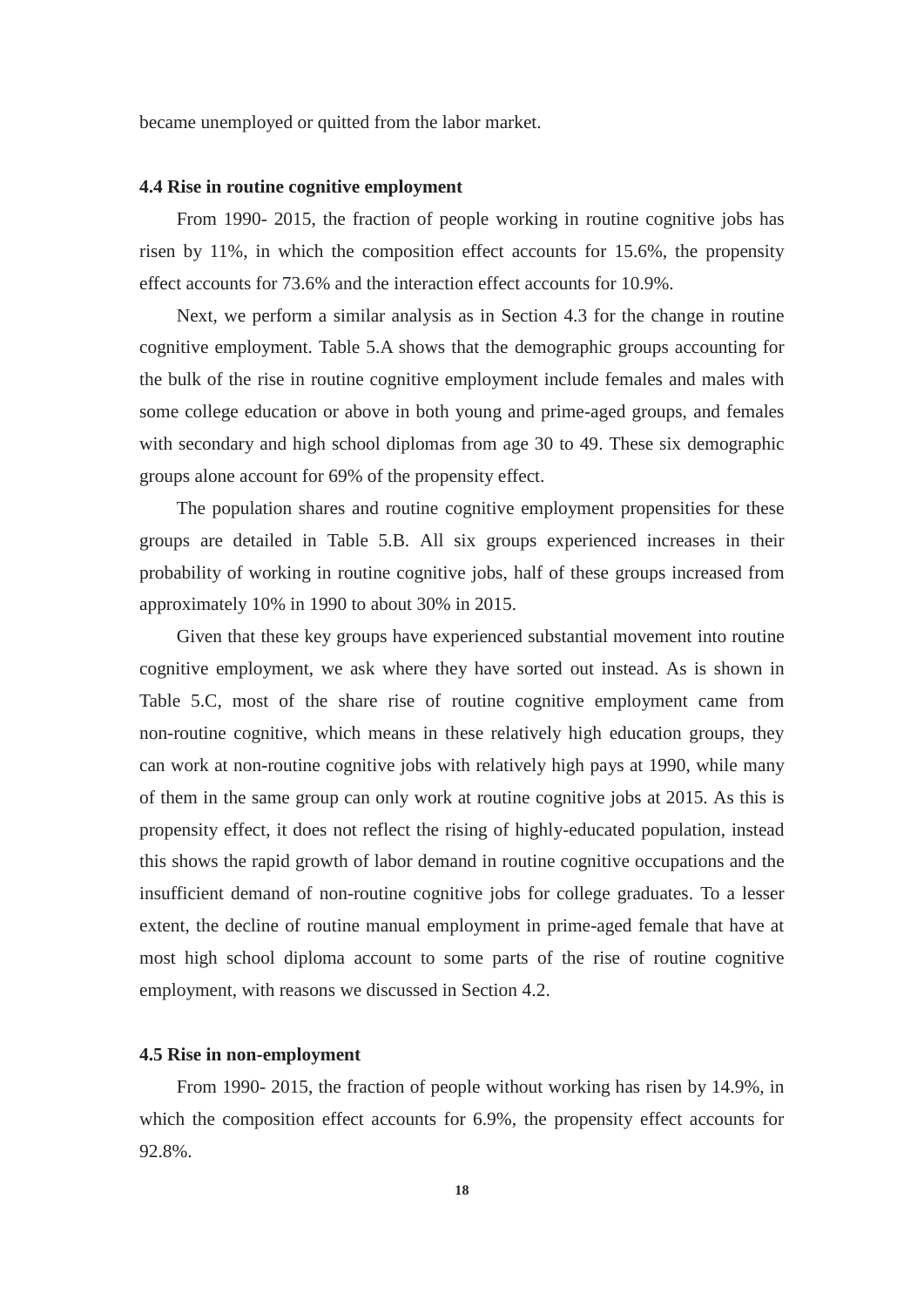became unemployed or quitted from the labor market.

### 4.4 Rise in routine cognitive employment

From 1990- 2015, the fraction of people working in routine cognitive jobs has risen by 11%, in which the composition effect accounts for 15.6%, the propensity effect accounts for 73.6% and the interaction effect accounts for 10.9%.

Next, we perform a similar analysis as in Section 4.3 for the change in routine cognitive employment. Table 5.A shows that the demographic groups accounting for the bulk of the rise in routine cognitive employment include females and males with some college education or above in both young and prime-aged groups, and females with secondary and high school diplomas from age 30 to 49. These six demographic groups alone account for 69% of the propensity effect.

The population shares and routine cognitive employment propensities for these groups are detailed in Table 5.B. All six groups experienced increases in their probability of working in routine cognitive jobs, half of these groups increased from approximately 10% in 1990 to about 30% in 2015.

Given that these key groups have experienced substantial movement into routine cognitive employment, we ask where they have sorted out instead. As is shown in Table 5.C, most of the share rise of routine cognitive employment came from non-routine cognitive, which means in these relatively high education groups, they can work at non-routine cognitive jobs with relatively high pays at 1990, while many of them in the same group can only work at routine cognitive jobs at 2015. As this is propensity effect, it does not reflect the rising of highly-educated population, instead this shows the rapid growth of labor demand in routine cognitive occupations and the insufficient demand of non-routine cognitive jobs for college graduates. To a lesser extent, the decline of routine manual employment in prime-aged female that have at most high school diploma account to some parts of the rise of routine cognitive employment, with reasons we discussed in Section 4.2.

### 4.5 Rise in non-employment

From 1990- 2015, the fraction of people without working has risen by 14.9%, in which the composition effect accounts for 6.9%, the propensity effect accounts for 92.8%.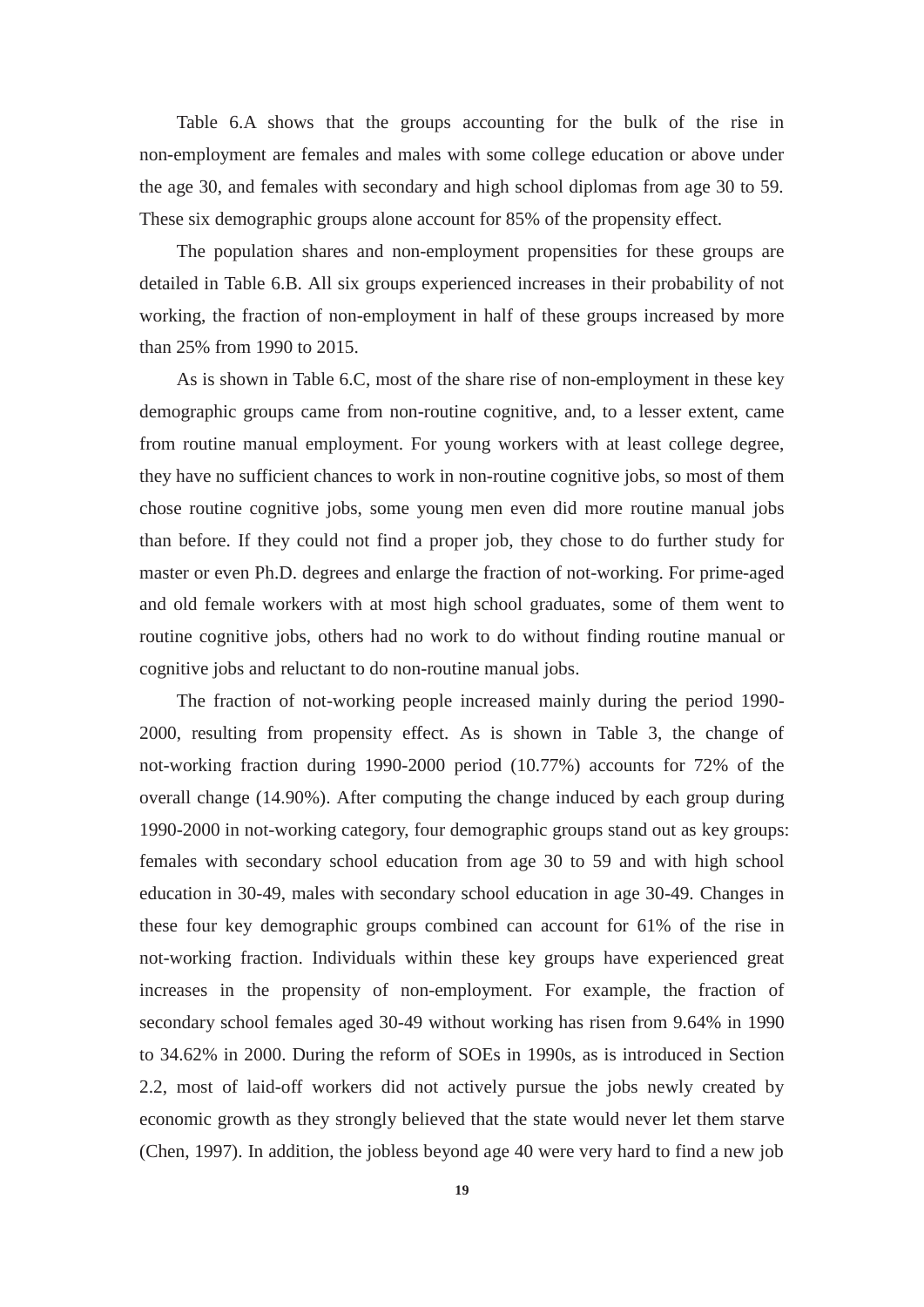Table 6.A shows that the groups accounting for the bulk of the rise in non-employment are females and males with some college education or above under the age 30, and females with secondary and high school diplomas from age 30 to 59. These six demographic groups alone account for 85% of the propensity effect.

The population shares and non-employment propensities for these groups are detailed in Table 6.B. All six groups experienced increases in their probability of not working, the fraction of non-employment in half of these groups increased by more than 25% from 1990 to 2015.

As is shown in Table 6.C, most of the share rise of non-employment in these key demographic groups came from non-routine cognitive, and, to a lesser extent, came from routine manual employment. For young workers with at least college degree, they have no sufficient chances to work in non-routine cognitive jobs, so most of them chose routine cognitive jobs, some young men even did more routine manual jobs than before. If they could not find a proper job, they chose to do further study for master or even Ph.D. degrees and enlarge the fraction of not-working. For prime-aged and old female workers with at most high school graduates, some of them went to routine cognitive jobs, others had no work to do without finding routine manual or cognitive jobs and reluctant to do non-routine manual jobs.

The fraction of not-working people increased mainly during the period 1990-2000, resulting from propensity effect. As is shown in Table 3, the change of not-working fraction during 1990-2000 period (10.77%) accounts for 72% of the overall change (14.90%). After computing the change induced by each group during 1990-2000 in not-working category, four demographic groups stand out as key groups: females with secondary school education from age 30 to 59 and with high school education in 30-49, males with secondary school education in age 30-49. Changes in these four key demographic groups combined can account for 61% of the rise in not-working fraction. Individuals within these key groups have experienced great increases in the propensity of non-employment. For example, the fraction of secondary school females aged 30-49 without working has risen from 9.64% in 1990 to 34.62% in 2000. During the reform of SOEs in 1990s, as is introduced in Section 2.2, most of laid-off workers did not actively pursue the jobs newly created by economic growth as they strongly believed that the state would never let them starve (Chen, 1997). In addition, the jobless beyond age 40 were very hard to find a new job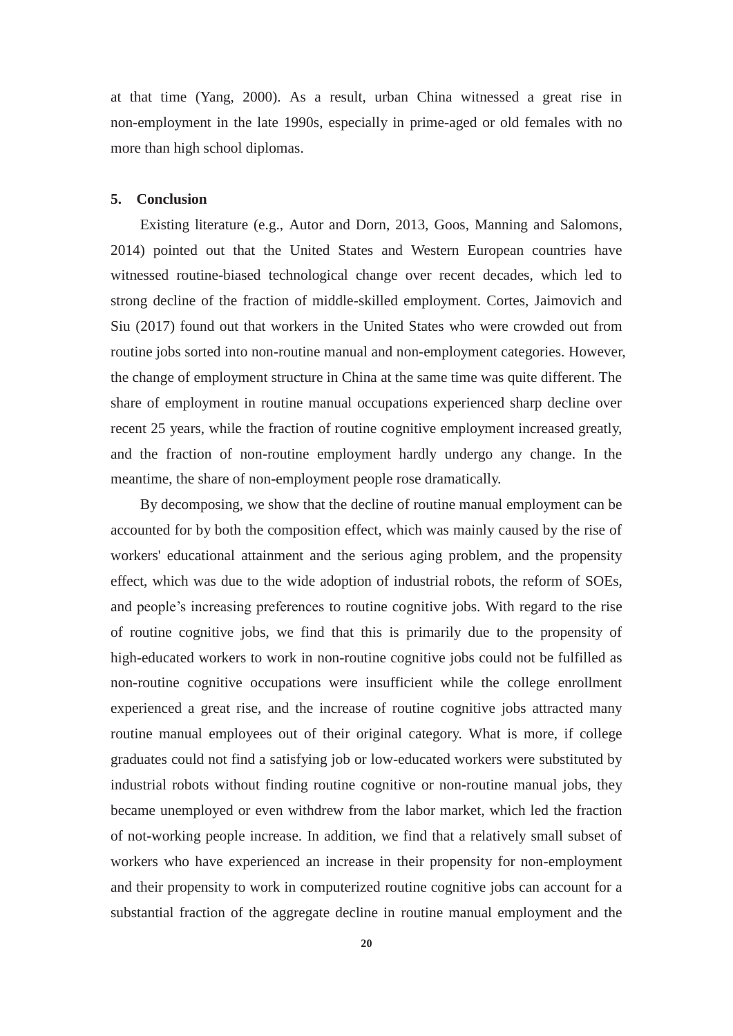at that time (Yang, 2000). As a result, urban China witnessed a great rise in non-employment in the late 1990s, especially in prime-aged or old females with no more than high school diplomas.

## 5. Conclusion

Existing literature (e.g., Autor and Dorn, 2013, Goos, Manning and Salomons, 2014) pointed out that the United States and Western European countries have witnessed routine-biased technological change over recent decades, which led to strong decline of the fraction of middle-skilled employment. Cortes, Jaimovich and Siu (2017) found out that workers in the United States who were crowded out from routine jobs sorted into non-routine manual and non-employment categories. However, the change of employment structure in China at the same time was quite different. The share of employment in routine manual occupations experienced sharp decline over recent 25 years, while the fraction of routine cognitive employment increased greatly, and the fraction of non-routine employment hardly undergo any change. In the meantime, the share of non-employment people rose dramatically.

By decomposing, we show that the decline of routine manual employment can be accounted for by both the composition effect, which was mainly caused by the rise of workers' educational attainment and the serious aging problem, and the propensity effect, which was due to the wide adoption of industrial robots, the reform of SOEs, and people's increasing preferences to routine cognitive jobs. With regard to the rise of routine cognitive jobs, we find that this is primarily due to the propensity of high-educated workers to work in non-routine cognitive jobs could not be fulfilled as non-routine cognitive occupations were insufficient while the college enrollment experienced a great rise, and the increase of routine cognitive jobs attracted many routine manual employees out of their original category. What is more, if college graduates could not find a satisfying job or low-educated workers were substituted by industrial robots without finding routine cognitive or non-routine manual jobs, they became unemployed or even withdrew from the labor market, which led the fraction of not-working people increase. In addition, we find that a relatively small subset of workers who have experienced an increase in their propensity for non-employment and their propensity to work in computerized routine cognitive jobs can account for a substantial fraction of the aggregate decline in routine manual employment and the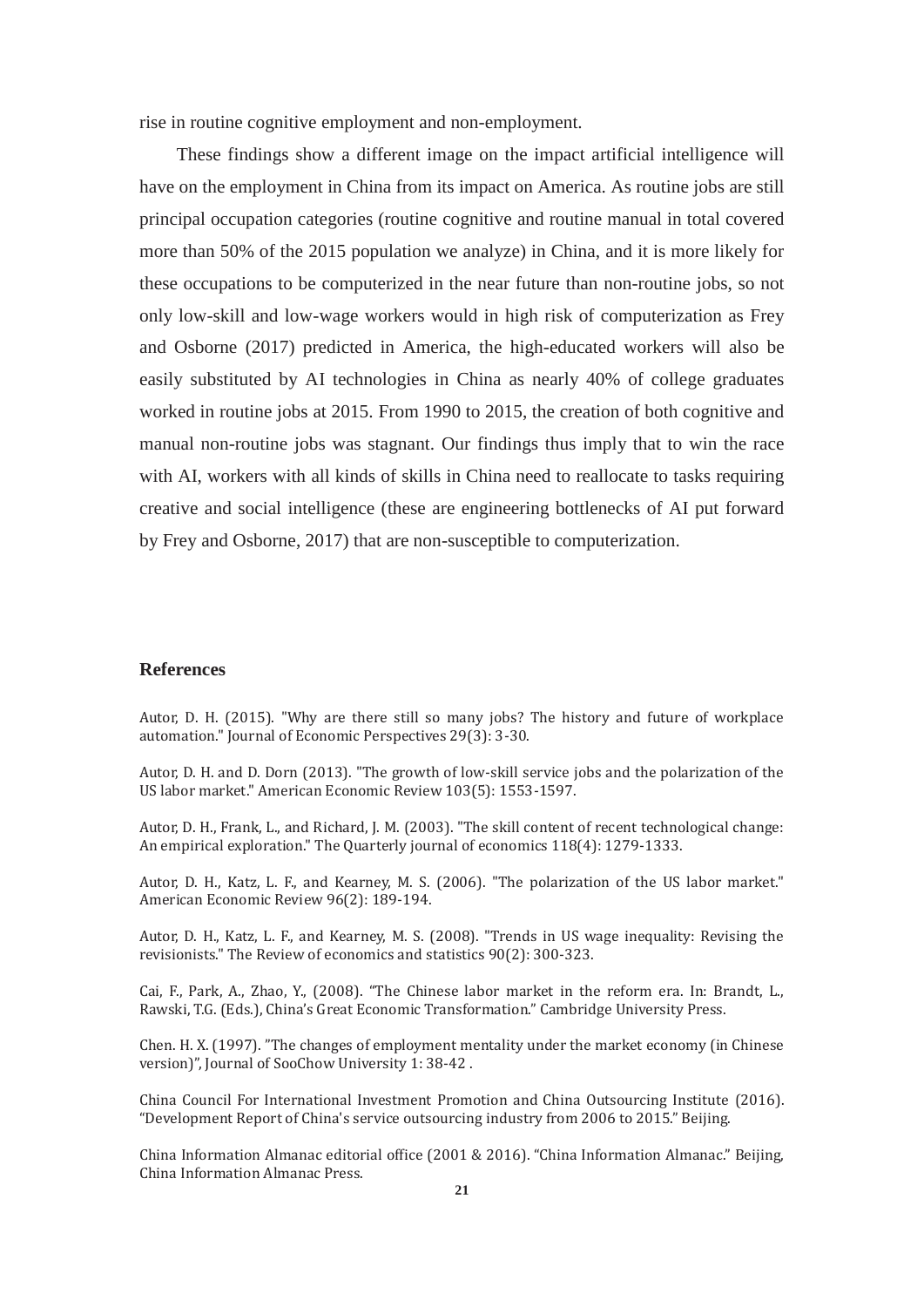rise in routine cognitive employment and non-employment.

These findings show a different image on the impact artificial intelligence will have on the employment in China from its impact on America. As routine jobs are still principal occupation categories (routine cognitive and routine manual in total covered more than 50% of the 2015 population we analyze) in China, and it is more likely for these occupations to be computerized in the near future than non-routine jobs, so not only low-skill and low-wage workers would in high risk of computerization as Frey and Osborne (2017) predicted in America, the high-educated workers will also be easily substituted by AI technologies in China as nearly 40% of college graduates worked in routine jobs at 2015. From 1990 to 2015, the creation of both cognitive and manual non-routine jobs was stagnant. Our findings thus imply that to win the race with AI, workers with all kinds of skills in China need to reallocate to tasks requiring creative and social intelligence (these are engineering bottlenecks of AI put forward by Frey and Osborne, 2017) that are non-susceptible to computerization.

## References

Autor, D. H. (2015). "Why are there still so many jobs? The history and future of workplace automation." Journal of Economic Perspectives 29(3): 3-30.

Autor, D. H. and D. Dorn (2013). "The growth of low-skill service jobs and the polarization of the US labor market." American Economic Review 103(5): 1553-1597.

Autor, D. H., Frank, L., and Richard, J. M. (2003). "The skill content of recent technological change: An empirical exploration." The Quarterly journal of economics 118(4): 1279-1333.

Autor, D. H., Katz, L. F., and Kearney, M. S. (2006). "The polarization of the US labor market." American Economic Review 96(2): 189-194.

Autor, D. H., Katz, L. F., and Kearney, M. S. (2008). "Trends in US wage inequality: Revising the revisionists." The Review of economics and statistics 90(2): 300-323.

Cai, F., Park, A., Zhao, Y., (2008). "The Chinese labor market in the reform era. In: Brandt, L., Rawski, T.G. (Eds.), China's Great Economic Transformation." Cambridge University Press.

Chen. H. X. (1997). "The changes of employment mentality under the market economy (in Chinese version)", Journal of SooChow University 1: 38-42 .

China Council For International Investment Promotion and China Outsourcing Institute (2016). "Development Report of China's service outsourcing industry from 2006 to 2015." Beijing.

China Information Almanac editorial office (2001 & 2016). "China Information Almanac." Beijing, China Information Almanac Press.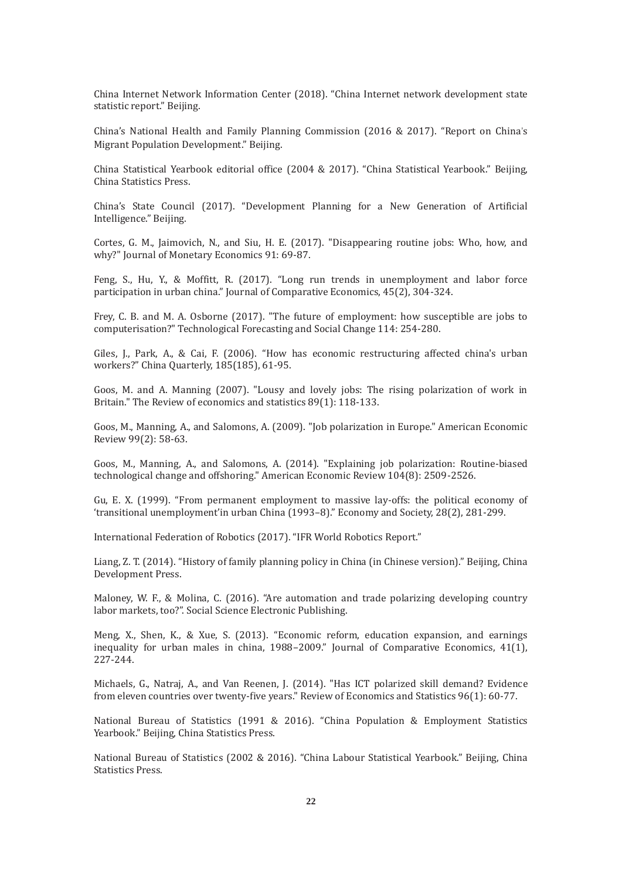China Internet Network Information Center (2018). “China Internet network development state statistic report.” Beijing.

China’s National Health and Family Planning Commission (2016 & 2017). “Report on China's Migrant Population Development.” Beijing.

China Statistical Yearbook editorial office (2004 & 2017). “China Statistical Yearbook.” Beijing, China Statistics Press.

China’s State Council (2017). “Development Planning for a New Generation of Artificial Intelligence.” Beijing.

Cortes, G. M., Jaimovich, N., and Siu, H. E. (2017). "Disappearing routine jobs: Who, how, and why?" Journal of Monetary Economics 91: 69-87.

Feng, S., Hu, Y., & Moffitt, R. (2017). “Long run trends in unemployment and labor force participation in urban china.” Journal of Comparative Economics, 45(2), 304-324.

Frey, C. B. and M. A. Osborne (2017). "The future of employment: how susceptible are jobs to computerisation?" Technological Forecasting and Social Change 114: 254-280.

Giles, J., Park, A., & Cai, F. (2006). “How has economic restructuring affected china's urban workers?” China Quarterly, 185(185), 61-95.

Goos, M. and A. Manning (2007). "Lousy and lovely jobs: The rising polarization of work in Britain." The Review of economics and statistics 89(1): 118-133.

Goos, M., Manning, A., and Salomons, A. (2009). "Job polarization in Europe." American Economic Review 99(2): 58-63.

Goos, M., Manning, A., and Salomons, A. (2014). "Explaining job polarization: Routine-biased technological change and offshoring." American Economic Review 104(8): 2509-2526.

Gu, E. X. (1999). “From permanent employment to massive lay-offs: the political economy of ‘transitional unemployment’in urban China (1993–8).” Economy and Society, 28(2), 281-299.

International Federation of Robotics (2017). “IFR World Robotics Report.”

Liang, Z. T. (2014). “History of family planning policy in China (in Chinese version).” Beijing, China Development Press.

Maloney, W. F., & Molina, C. (2016). “Are automation and trade polarizing developing country labor markets, too?”. Social Science Electronic Publishing.

Meng, X., Shen, K., & Xue, S. (2013). “Economic reform, education expansion, and earnings inequality for urban males in china, 1988–2009.” Journal of Comparative Economics, 41(1), 227-244.

Michaels, G., Natraj, A., and Van Reenen, J. (2014). "Has ICT polarized skill demand? Evidence from eleven countries over twenty-five years." Review of Economics and Statistics 96(1): 60-77.

National Bureau of Statistics (1991 & 2016). “China Population & Employment Statistics Yearbook.” Beijing, China Statistics Press.

National Bureau of Statistics (2002 & 2016). “China Labour Statistical Yearbook.” Beijing, China Statistics Press.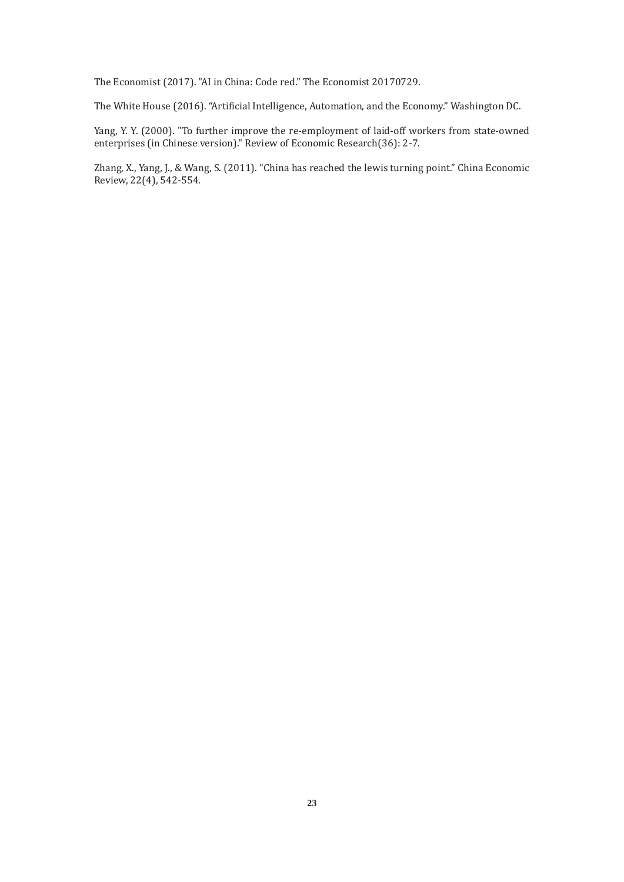The Economist (2017). "AI in China: Code red." The Economist 20170729.

The White House (2016). "Artificial Intelligence, Automation, and the Economy." Washington DC.

Yang, Y. Y. (2000). "To further improve the re-employment of laid-off workers from state-owned enterprises (in Chinese version)." Review of Economic Research(36): 2-7.

Zhang, X., Yang, J., & Wang, S. (2011). "China has reached the lewis turning point." China Economic Review, 22(4), 542-554.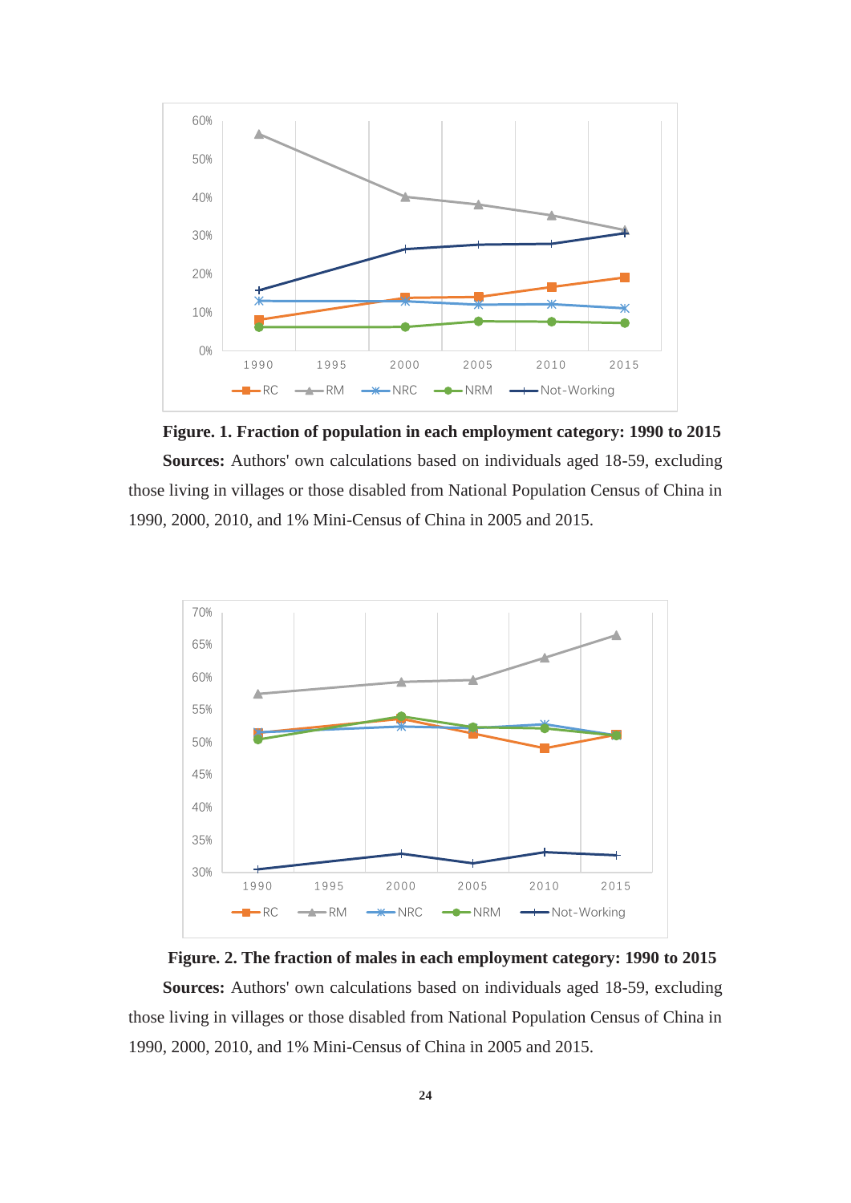**Figure. 1. Fraction of population in each employment category: 1990 to 2015**

**Sources:** Authors' own calculations based on individuals aged 18-59, excluding those living in villages or those disabled from National Population Census of China in 1990, 2000, 2010, and 1% Mini-Census of China in 2005 and 2015.

**Figure. 2. The fraction of males in each employment category: 1990 to 2015**

**Sources:** Authors' own calculations based on individuals aged 18-59, excluding those living in villages or those disabled from National Population Census of China in 1990, 2000, 2010, and 1% Mini-Census of China in 2005 and 2015.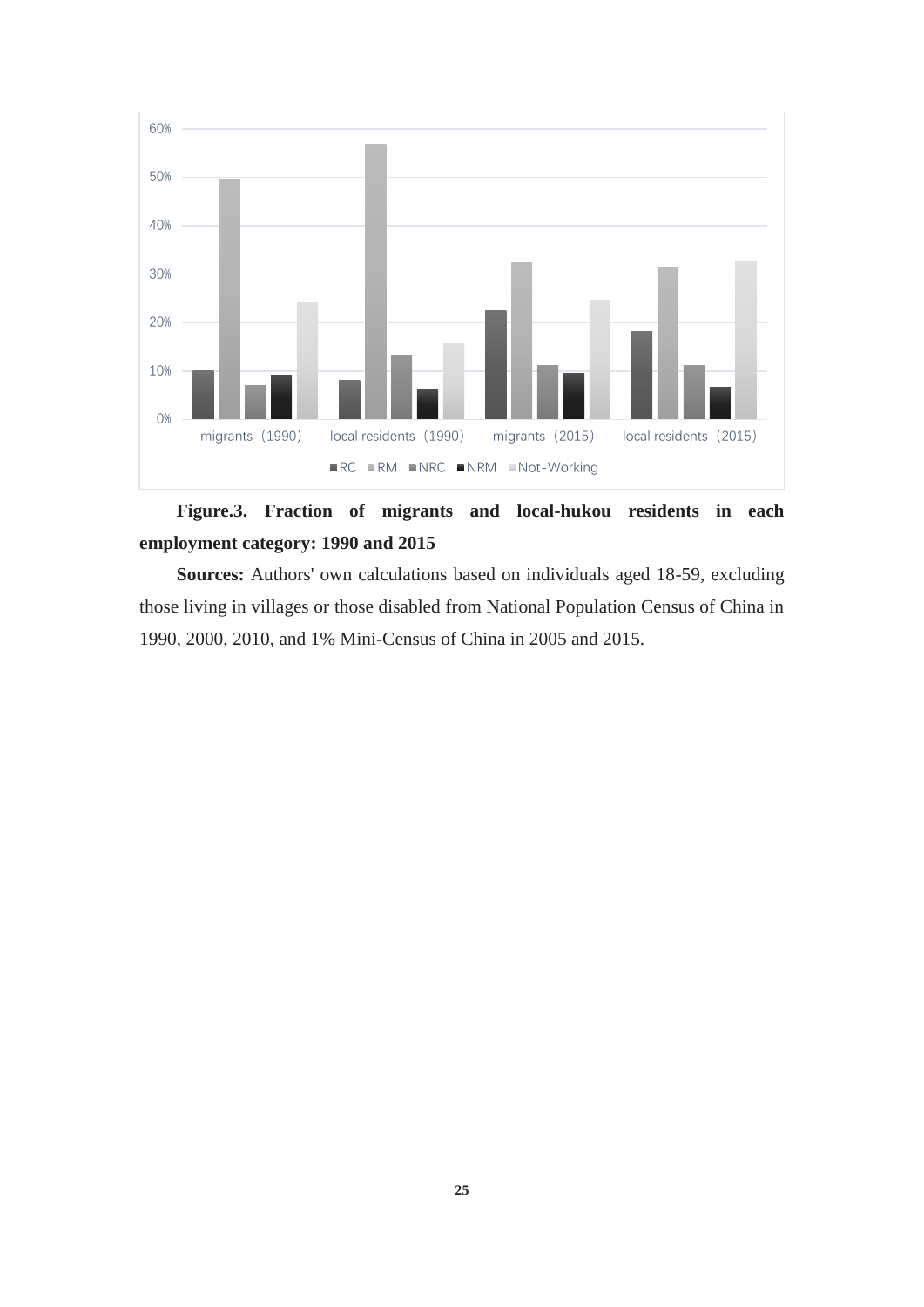**Figure.3. Fraction of migrants and local-hukou residents in each employment category: 1990 and 2015**

**Sources:** Authors' own calculations based on individuals aged 18-59, excluding those living in villages or those disabled from National Population Census of China in 1990, 2000, 2010, and 1% Mini-Census of China in 2005 and 2015.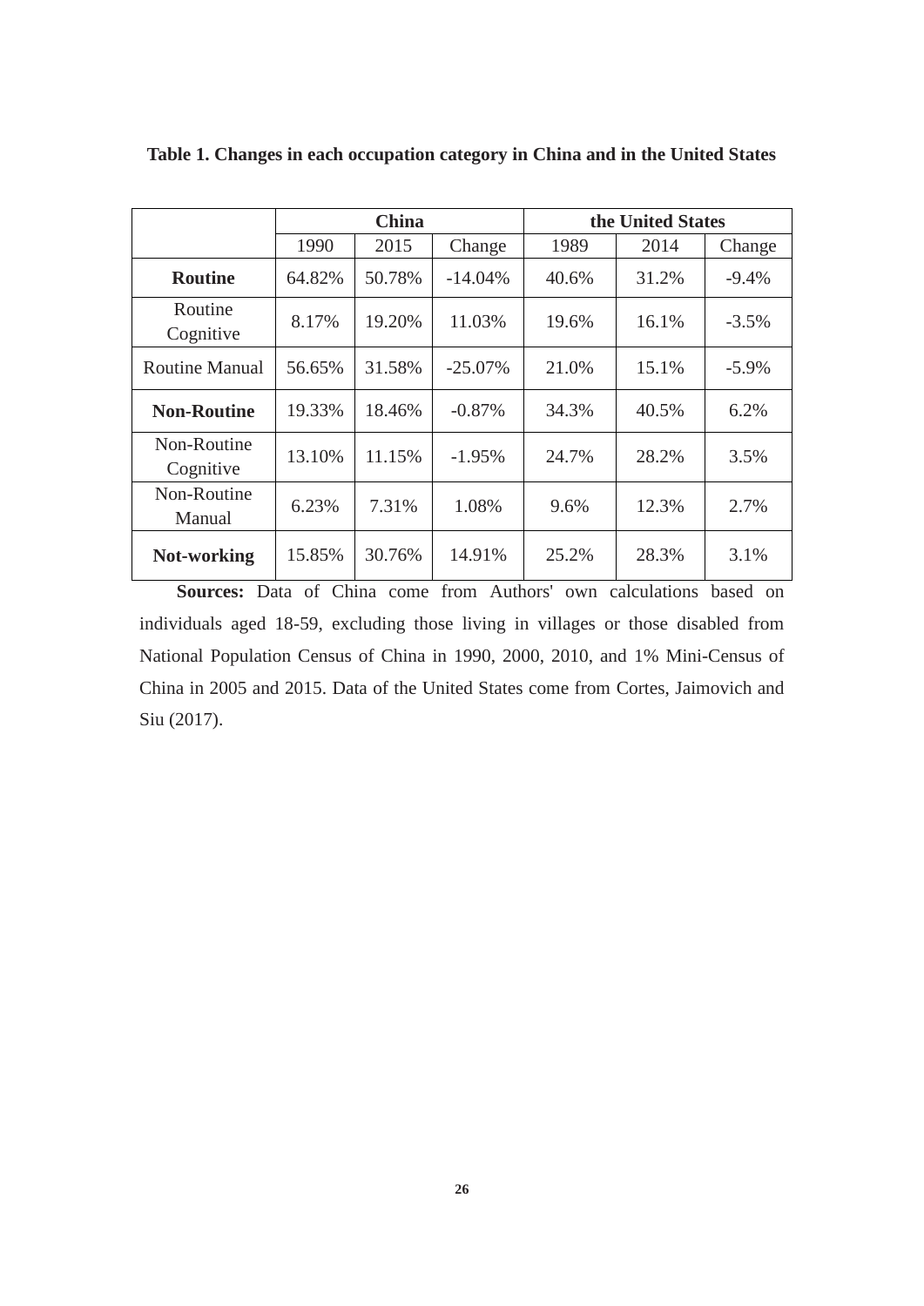**Table 1. Changes in each occupation category in China and in the United States**

| | China | | | the United States | | |
|---|---|---|---|---|---|---|
| | 1990 | 2015 | Change | 1989 | 2014 | Change |
| **Routine** | 64.82% | 50.78% | -14.04% | 40.6% | 31.2% | -9.4% |
| Routine Cognitive | 8.17% | 19.20% | 11.03% | 19.6% | 16.1% | -3.5% |
| Routine Manual | 56.65% | 31.58% | -25.07% | 21.0% | 15.1% | -5.9% |
| **Non-Routine** | 19.33% | 18.46% | -0.87% | 34.3% | 40.5% | 6.2% |
| Non-Routine Cognitive | 13.10% | 11.15% | -1.95% | 24.7% | 28.2% | 3.5% |
| Non-Routine Manual | 6.23% | 7.31% | 1.08% | 9.6% | 12.3% | 2.7% |
| **Not-working** | 15.85% | 30.76% | 14.91% | 25.2% | 28.3% | 3.1% |

**Sources:** Data of China come from Authors' own calculations based on individuals aged 18-59, excluding those living in villages or those disabled from National Population Census of China in 1990, 2000, 2010, and 1% Mini-Census of China in 2005 and 2015. Data of the United States come from Cortes, Jaimovich and Siu (2017).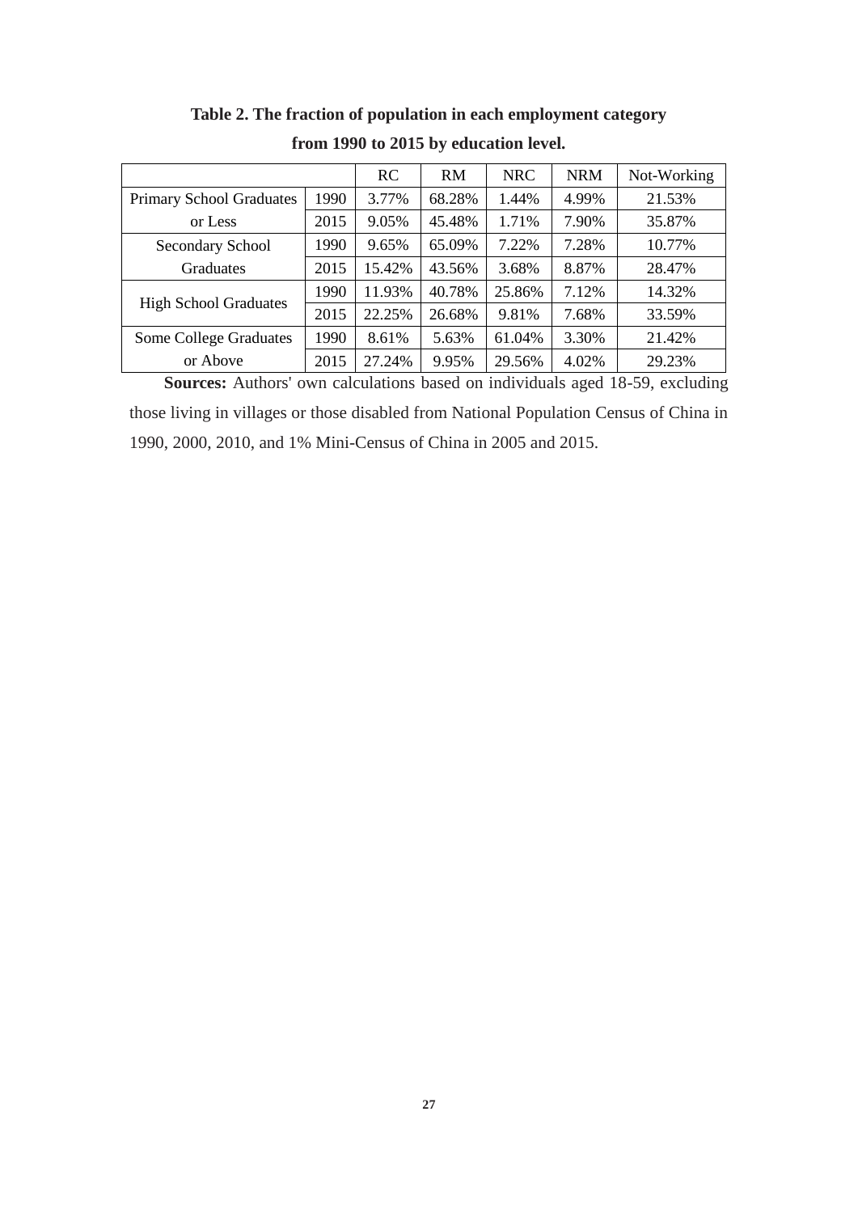**Table 2. The fraction of population in each employment category from 1990 to 2015 by education level.**

| | | RC | RM | NRC | NRM | Not-Working |
|---|---|---|---|---|---|---|
| Primary School Graduates or Less | 1990 | 3.77% | 68.28% | 1.44% | 4.99% | 21.53% |
| | 2015 | 9.05% | 45.48% | 1.71% | 7.90% | 35.87% |
| Secondary School Graduates | 1990 | 9.65% | 65.09% | 7.22% | 7.28% | 10.77% |
| | 2015 | 15.42% | 43.56% | 3.68% | 8.87% | 28.47% |
| High School Graduates | 1990 | 11.93% | 40.78% | 25.86% | 7.12% | 14.32% |
| | 2015 | 22.25% | 26.68% | 9.81% | 7.68% | 33.59% |
| Some College Graduates or Above | 1990 | 8.61% | 5.63% | 61.04% | 3.30% | 21.42% |
| | 2015 | 27.24% | 9.95% | 29.56% | 4.02% | 29.23% |

**Sources:** Authors' own calculations based on individuals aged 18-59, excluding those living in villages or those disabled from National Population Census of China in 1990, 2000, 2010, and 1% Mini-Census of China in 2005 and 2015.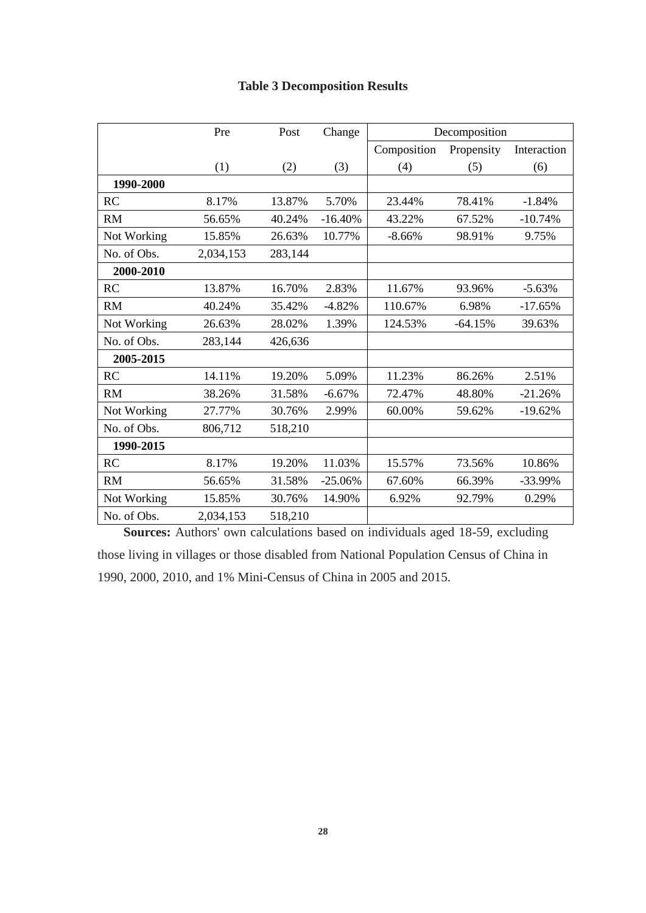**Table 3 Decomposition Results**

| | Pre | Post | Change | Decomposition | | |
|---|---|---|---|---|---|---|
| | | | | Composition | Propensity | Interaction |
| | (1) | (2) | (3) | (4) | (5) | (6) |
| **1990-2000** | | | | | | |
| RC | 8.17% | 13.87% | 5.70% | 23.44% | 78.41% | -1.84% |
| RM | 56.65% | 40.24% | -16.40% | 43.22% | 67.52% | -10.74% |
| Not Working | 15.85% | 26.63% | 10.77% | -8.66% | 98.91% | 9.75% |
| No. of Obs. | 2,034,153 | 283,144 | | | | |
| **2000-2010** | | | | | | |
| RC | 13.87% | 16.70% | 2.83% | 11.67% | 93.96% | -5.63% |
| RM | 40.24% | 35.42% | -4.82% | 110.67% | 6.98% | -17.65% |
| Not Working | 26.63% | 28.02% | 1.39% | 124.53% | -64.15% | 39.63% |
| No. of Obs. | 283,144 | 426,636 | | | | |
| **2005-2015** | | | | | | |
| RC | 14.11% | 19.20% | 5.09% | 11.23% | 86.26% | 2.51% |
| RM | 38.26% | 31.58% | -6.67% | 72.47% | 48.80% | -21.26% |
| Not Working | 27.77% | 30.76% | 2.99% | 60.00% | 59.62% | -19.62% |
| No. of Obs. | 806,712 | 518,210 | | | | |
| **1990-2015** | | | | | | |
| RC | 8.17% | 19.20% | 11.03% | 15.57% | 73.56% | 10.86% |
| RM | 56.65% | 31.58% | -25.06% | 67.60% | 66.39% | -33.99% |
| Not Working | 15.85% | 30.76% | 14.90% | 6.92% | 92.79% | 0.29% |
| No. of Obs. | 2,034,153 | 518,210 | | | | |

**Sources:** Authors' own calculations based on individuals aged 18-59, excluding those living in villages or those disabled from National Population Census of China in 1990, 2000, 2010, and 1% Mini-Census of China in 2005 and 2015.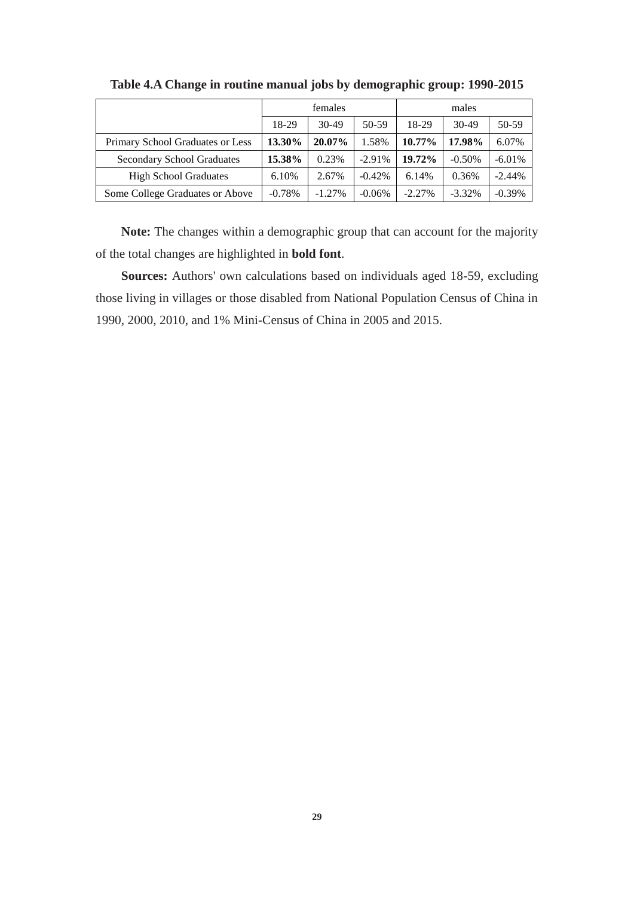**Table 4.A Change in routine manual jobs by demographic group: 1990-2015**

| | females | | | males | | |
|---|---|---|---|---|---|---|
| | 18-29 | 30-49 | 50-59 | 18-29 | 30-49 | 50-59 |
| Primary School Graduates or Less | **13.30%** | **20.07%** | 1.58% | **10.77%** | **17.98%** | 6.07% |
| Secondary School Graduates | **15.38%** | 0.23% | -2.91% | **19.72%** | -0.50% | -6.01% |
| High School Graduates | 6.10% | 2.67% | -0.42% | 6.14% | 0.36% | -2.44% |
| Some College Graduates or Above | -0.78% | -1.27% | -0.06% | -2.27% | -3.32% | -0.39% |

**Note:** The changes within a demographic group that can account for the majority of the total changes are highlighted in **bold font**.

**Sources:** Authors' own calculations based on individuals aged 18-59, excluding those living in villages or those disabled from National Population Census of China in 1990, 2000, 2010, and 1% Mini-Census of China in 2005 and 2015.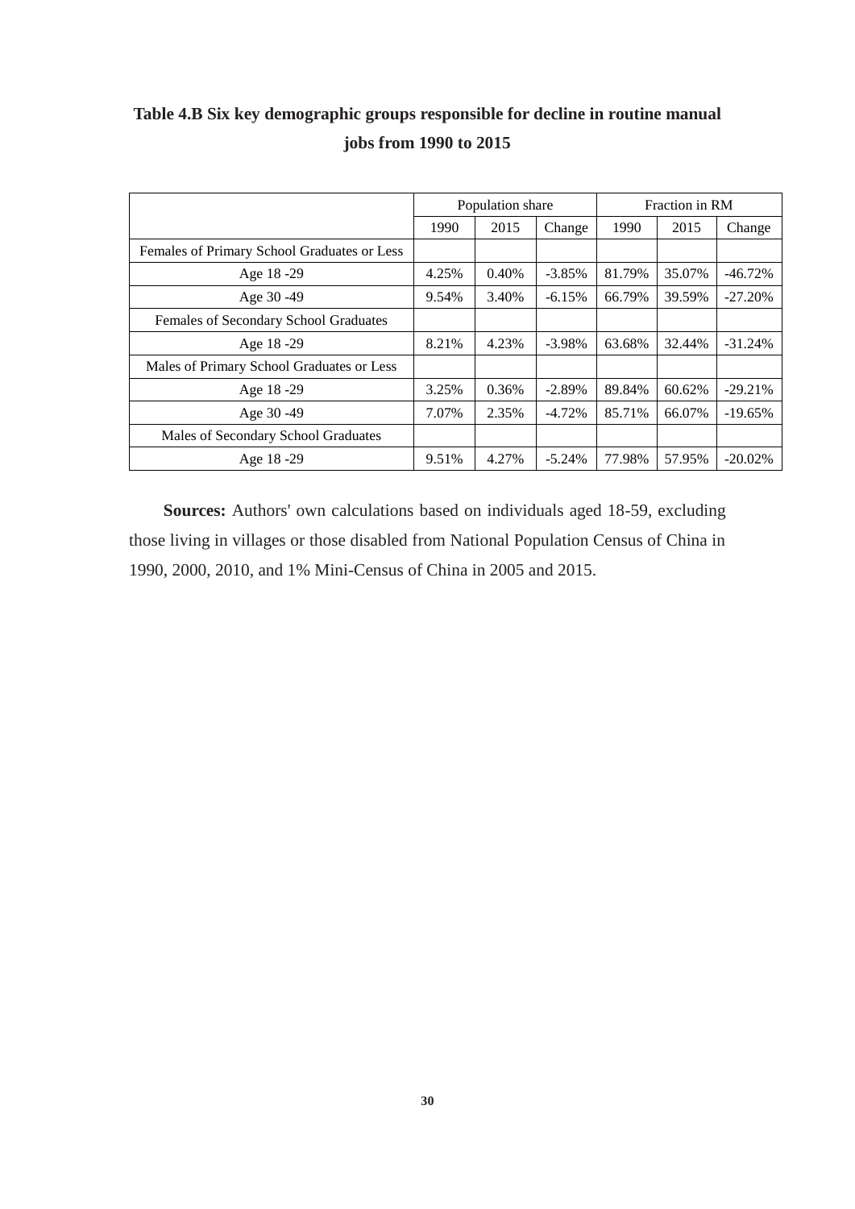**Table 4.B Six key demographic groups responsible for decline in routine manual jobs from 1990 to 2015**

| | Population share | | | Fraction in RM | | |
|---|---|---|---|---|---|---|
| | 1990 | 2015 | Change | 1990 | 2015 | Change |
| Females of Primary School Graduates or Less | | | | | | |
| Age 18 -29 | 4.25% | 0.40% | -3.85% | 81.79% | 35.07% | -46.72% |
| Age 30 -49 | 9.54% | 3.40% | -6.15% | 66.79% | 39.59% | -27.20% |
| Females of Secondary School Graduates | | | | | | |
| Age 18 -29 | 8.21% | 4.23% | -3.98% | 63.68% | 32.44% | -31.24% |
| Males of Primary School Graduates or Less | | | | | | |
| Age 18 -29 | 3.25% | 0.36% | -2.89% | 89.84% | 60.62% | -29.21% |
| Age 30 -49 | 7.07% | 2.35% | -4.72% | 85.71% | 66.07% | -19.65% |
| Males of Secondary School Graduates | | | | | | |
| Age 18 -29 | 9.51% | 4.27% | -5.24% | 77.98% | 57.95% | -20.02% |

**Sources:** Authors' own calculations based on individuals aged 18-59, excluding those living in villages or those disabled from National Population Census of China in 1990, 2000, 2010, and 1% Mini-Census of China in 2005 and 2015.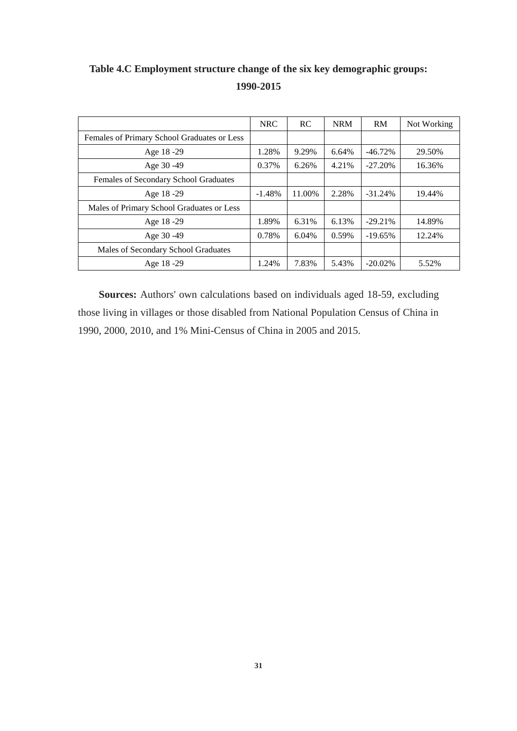**Table 4.C Employment structure change of the six key demographic groups: 1990-2015**

| | NRC | RC | NRM | RM | Not Working |
|---|---|---|---|---|---|
| Females of Primary School Graduates or Less | | | | | |
| Age 18 -29 | 1.28% | 9.29% | 6.64% | -46.72% | 29.50% |
| Age 30 -49 | 0.37% | 6.26% | 4.21% | -27.20% | 16.36% |
| Females of Secondary School Graduates | | | | | |
| Age 18 -29 | -1.48% | 11.00% | 2.28% | -31.24% | 19.44% |
| Males of Primary School Graduates or Less | | | | | |
| Age 18 -29 | 1.89% | 6.31% | 6.13% | -29.21% | 14.89% |
| Age 30 -49 | 0.78% | 6.04% | 0.59% | -19.65% | 12.24% |
| Males of Secondary School Graduates | | | | | |
| Age 18 -29 | 1.24% | 7.83% | 5.43% | -20.02% | 5.52% |

**Sources:** Authors' own calculations based on individuals aged 18-59, excluding those living in villages or those disabled from National Population Census of China in 1990, 2000, 2010, and 1% Mini-Census of China in 2005 and 2015.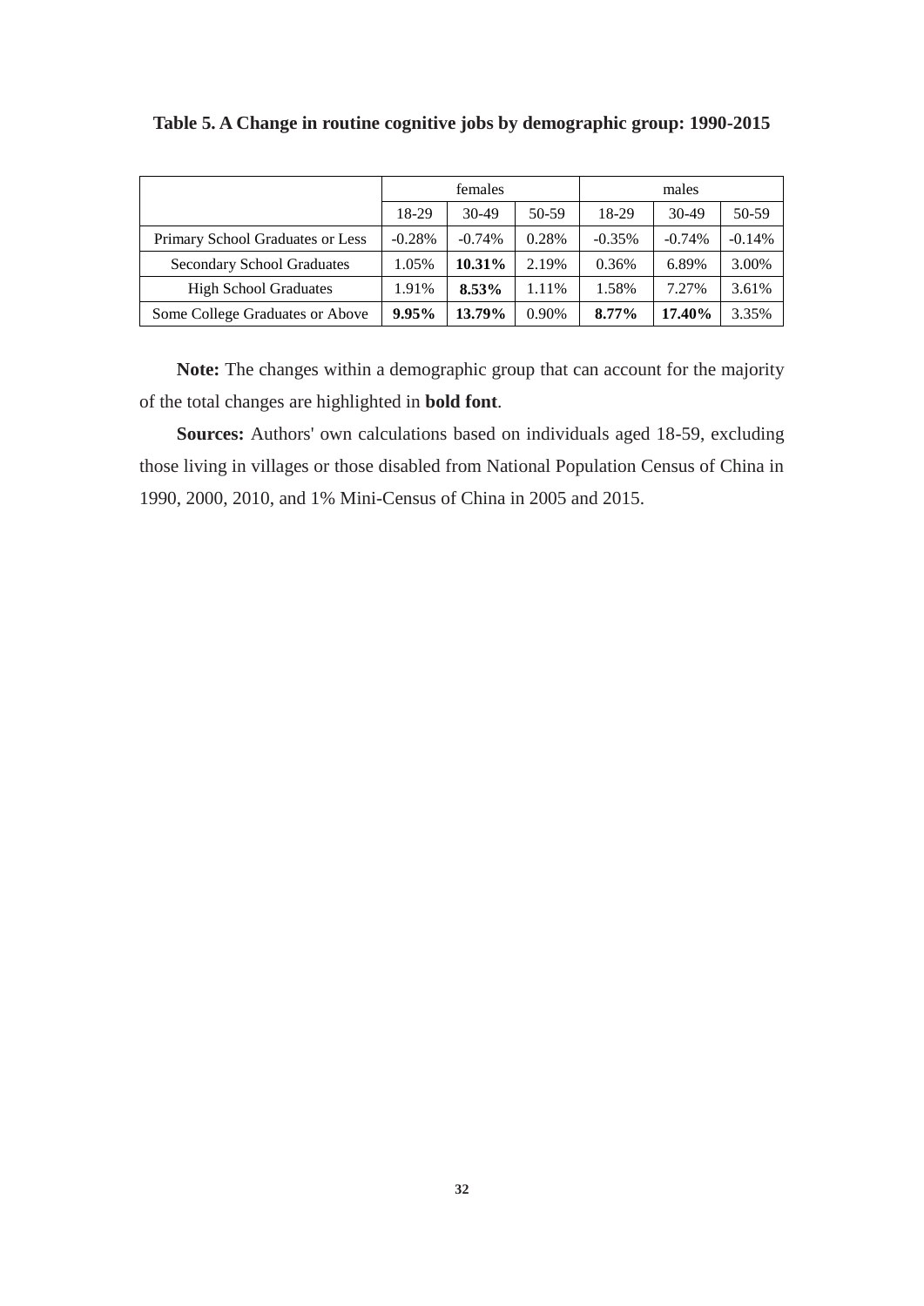**Table 5. A Change in routine cognitive jobs by demographic group: 1990-2015**

| | females | | | males | | |
|---|---|---|---|---|---|---|
| | 18-29 | 30-49 | 50-59 | 18-29 | 30-49 | 50-59 |
| Primary School Graduates or Less | -0.28% | -0.74% | 0.28% | -0.35% | -0.74% | -0.14% |
| Secondary School Graduates | 1.05% | **10.31%** | 2.19% | 0.36% | 6.89% | 3.00% |
| High School Graduates | 1.91% | **8.53%** | 1.11% | 1.58% | 7.27% | 3.61% |
| Some College Graduates or Above | **9.95%** | **13.79%** | 0.90% | **8.77%** | **17.40%** | 3.35% |

**Note:** The changes within a demographic group that can account for the majority of the total changes are highlighted in **bold font**.

**Sources:** Authors' own calculations based on individuals aged 18-59, excluding those living in villages or those disabled from National Population Census of China in 1990, 2000, 2010, and 1% Mini-Census of China in 2005 and 2015.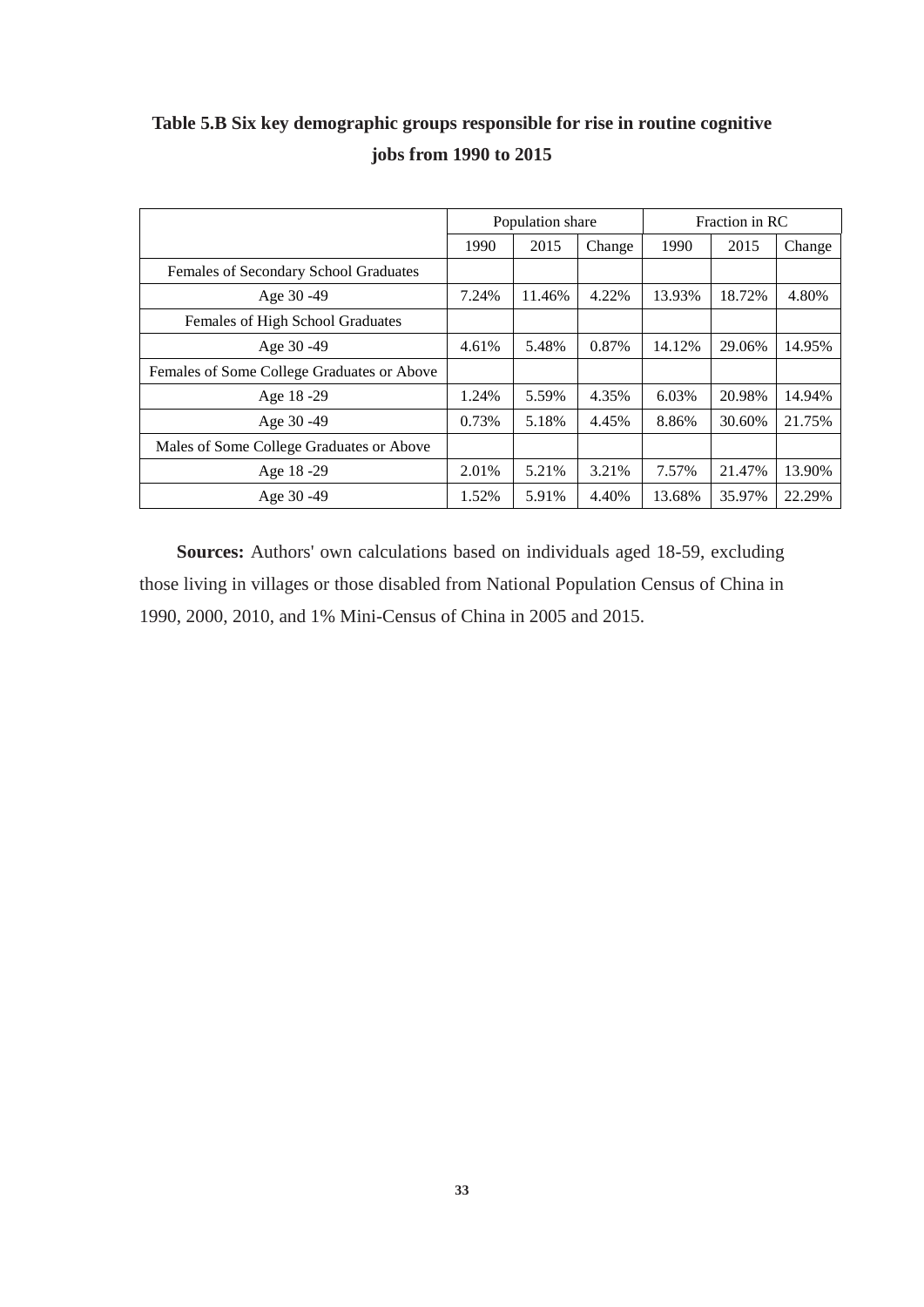**Table 5.B Six key demographic groups responsible for rise in routine cognitive jobs from 1990 to 2015**

| | Population share | | | Fraction in RC | | |
|---|---|---|---|---|---|---|
| | 1990 | 2015 | Change | 1990 | 2015 | Change |
| Females of Secondary School Graduates | | | | | | |
| Age 30 -49 | 7.24% | 11.46% | 4.22% | 13.93% | 18.72% | 4.80% |
| Females of High School Graduates | | | | | | |
| Age 30 -49 | 4.61% | 5.48% | 0.87% | 14.12% | 29.06% | 14.95% |
| Females of Some College Graduates or Above | | | | | | |
| Age 18 -29 | 1.24% | 5.59% | 4.35% | 6.03% | 20.98% | 14.94% |
| Age 30 -49 | 0.73% | 5.18% | 4.45% | 8.86% | 30.60% | 21.75% |
| Males of Some College Graduates or Above | | | | | | |
| Age 18 -29 | 2.01% | 5.21% | 3.21% | 7.57% | 21.47% | 13.90% |
| Age 30 -49 | 1.52% | 5.91% | 4.40% | 13.68% | 35.97% | 22.29% |

**Sources:** Authors' own calculations based on individuals aged 18-59, excluding those living in villages or those disabled from National Population Census of China in 1990, 2000, 2010, and 1% Mini-Census of China in 2005 and 2015.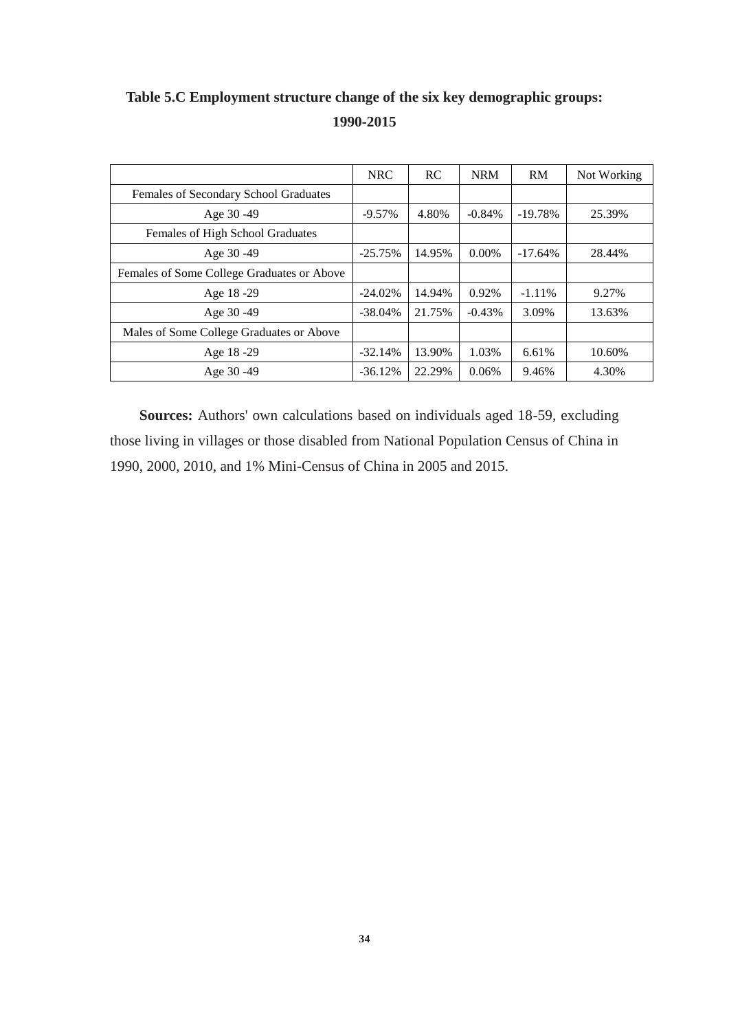**Table 5.C Employment structure change of the six key demographic groups: 1990-2015**

| | NRC | RC | NRM | RM | Not Working |
|---|---|---|---|---|---|
| Females of Secondary School Graduates | | | | | |
| Age 30 -49 | -9.57% | 4.80% | -0.84% | -19.78% | 25.39% |
| Females of High School Graduates | | | | | |
| Age 30 -49 | -25.75% | 14.95% | 0.00% | -17.64% | 28.44% |
| Females of Some College Graduates or Above | | | | | |
| Age 18 -29 | -24.02% | 14.94% | 0.92% | -1.11% | 9.27% |
| Age 30 -49 | -38.04% | 21.75% | -0.43% | 3.09% | 13.63% |
| Males of Some College Graduates or Above | | | | | |
| Age 18 -29 | -32.14% | 13.90% | 1.03% | 6.61% | 10.60% |
| Age 30 -49 | -36.12% | 22.29% | 0.06% | 9.46% | 4.30% |

**Sources:** Authors' own calculations based on individuals aged 18-59, excluding those living in villages or those disabled from National Population Census of China in 1990, 2000, 2010, and 1% Mini-Census of China in 2005 and 2015.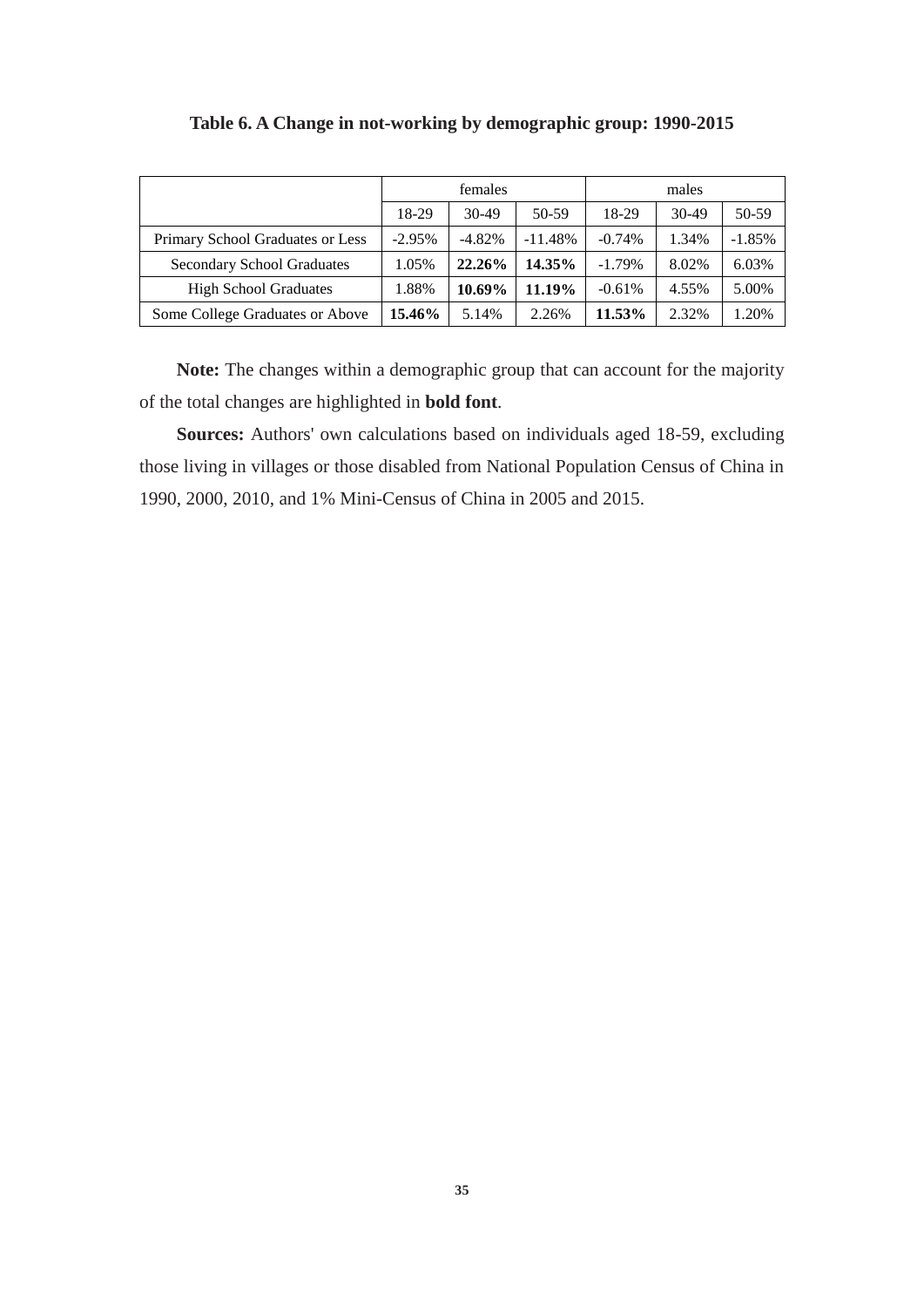**Table 6. A Change in not-working by demographic group: 1990-2015**

| | females | | | males | | |
|---|---|---|---|---|---|---|
| | 18-29 | 30-49 | 50-59 | 18-29 | 30-49 | 50-59 |
| Primary School Graduates or Less | -2.95% | -4.82% | -11.48% | -0.74% | 1.34% | -1.85% |
| Secondary School Graduates | 1.05% | **22.26%** | **14.35%** | -1.79% | 8.02% | 6.03% |
| High School Graduates | 1.88% | **10.69%** | **11.19%** | -0.61% | 4.55% | 5.00% |
| Some College Graduates or Above | **15.46%** | 5.14% | 2.26% | **11.53%** | 2.32% | 1.20% |

**Note:** The changes within a demographic group that can account for the majority of the total changes are highlighted in **bold font**.

**Sources:** Authors' own calculations based on individuals aged 18-59, excluding those living in villages or those disabled from National Population Census of China in 1990, 2000, 2010, and 1% Mini-Census of China in 2005 and 2015.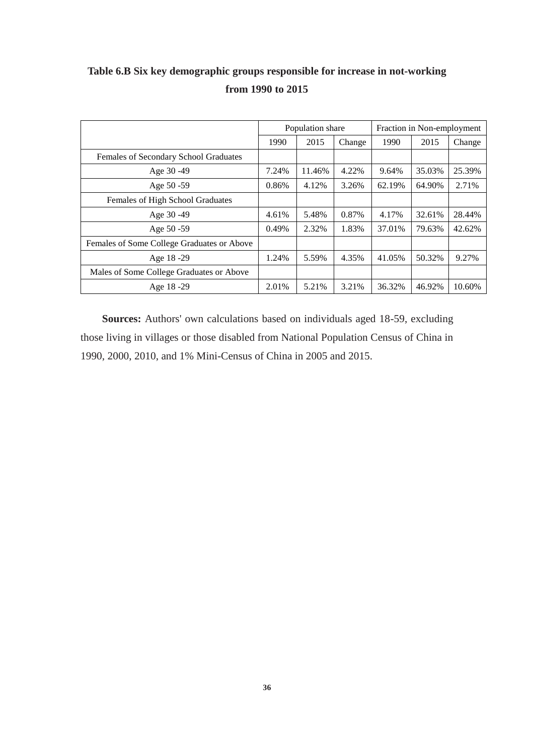**Table 6.B Six key demographic groups responsible for increase in not-working from 1990 to 2015**

| | Population share | | | Fraction in Non-employment | | |
|---|---|---|---|---|---|---|
| | 1990 | 2015 | Change | 1990 | 2015 | Change |
| Females of Secondary School Graduates | | | | | | |
| Age 30 -49 | 7.24% | 11.46% | 4.22% | 9.64% | 35.03% | 25.39% |
| Age 50 -59 | 0.86% | 4.12% | 3.26% | 62.19% | 64.90% | 2.71% |
| Females of High School Graduates | | | | | | |
| Age 30 -49 | 4.61% | 5.48% | 0.87% | 4.17% | 32.61% | 28.44% |
| Age 50 -59 | 0.49% | 2.32% | 1.83% | 37.01% | 79.63% | 42.62% |
| Females of Some College Graduates or Above | | | | | | |
| Age 18 -29 | 1.24% | 5.59% | 4.35% | 41.05% | 50.32% | 9.27% |
| Males of Some College Graduates or Above | | | | | | |
| Age 18 -29 | 2.01% | 5.21% | 3.21% | 36.32% | 46.92% | 10.60% |

**Sources:** Authors' own calculations based on individuals aged 18-59, excluding those living in villages or those disabled from National Population Census of China in 1990, 2000, 2010, and 1% Mini-Census of China in 2005 and 2015.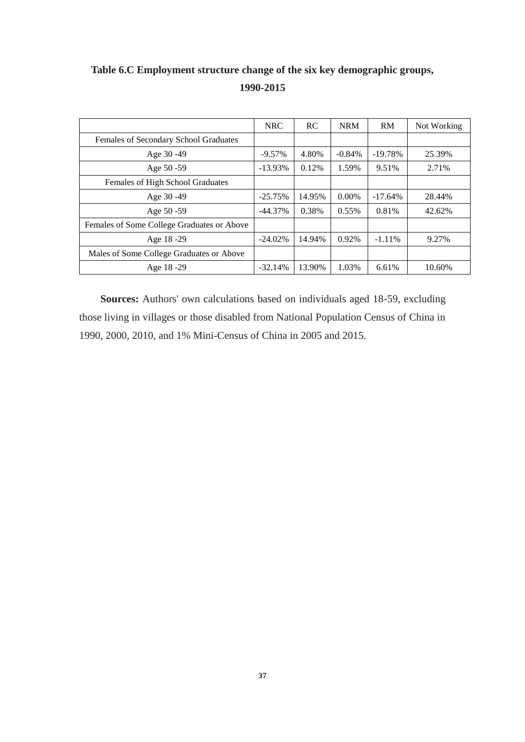**Table 6.C Employment structure change of the six key demographic groups, 1990-2015**

| | NRC | RC | NRM | RM | Not Working |
|---|---|---|---|---|---|
| Females of Secondary School Graduates | | | | | |
| Age 30 -49 | -9.57% | 4.80% | -0.84% | -19.78% | 25.39% |
| Age 50 -59 | -13.93% | 0.12% | 1.59% | 9.51% | 2.71% |
| Females of High School Graduates | | | | | |
| Age 30 -49 | -25.75% | 14.95% | 0.00% | -17.64% | 28.44% |
| Age 50 -59 | -44.37% | 0.38% | 0.55% | 0.81% | 42.62% |
| Females of Some College Graduates or Above | | | | | |
| Age 18 -29 | -24.02% | 14.94% | 0.92% | -1.11% | 9.27% |
| Males of Some College Graduates or Above | | | | | |
| Age 18 -29 | -32.14% | 13.90% | 1.03% | 6.61% | 10.60% |

**Sources:** Authors' own calculations based on individuals aged 18-59, excluding those living in villages or those disabled from National Population Census of China in 1990, 2000, 2010, and 1% Mini-Census of China in 2005 and 2015.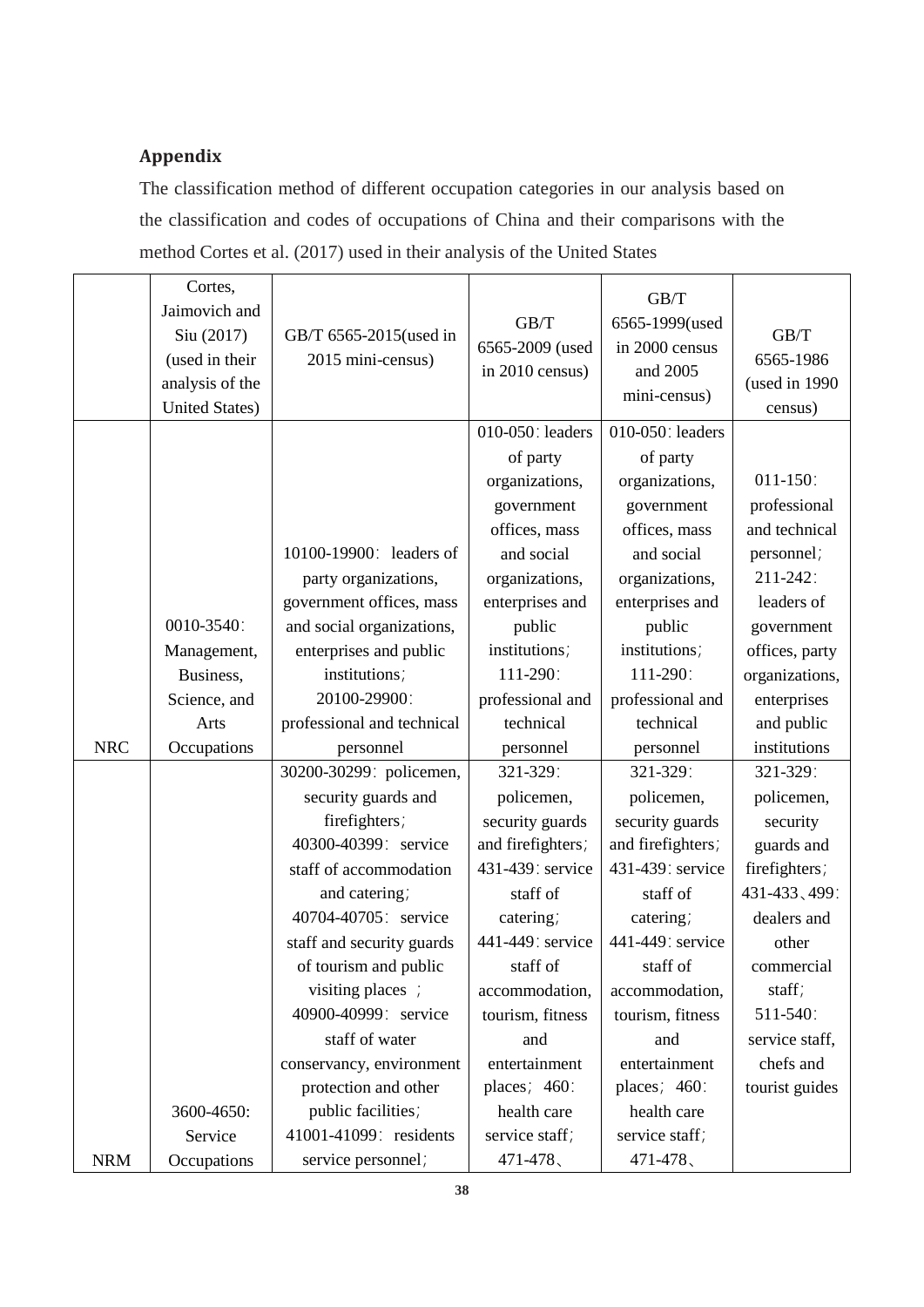## Appendix

The classification method of different occupation categories in our analysis based on the classification and codes of occupations of China and their comparisons with the method Cortes et al. (2017) used in their analysis of the United States

| | Cortes, Jaimovich and Siu (2017) (used in their analysis of the United States) | GB/T 6565-2015(used in 2015 mini-census) | GB/T 6565-2009 (used in 2010 census) | GB/T 6565-1999(used in 2000 census and 2005 mini-census) | GB/T 6565-1986 (used in 1990 census) |
|---|---|---|---|---|---|
| NRC | 0010-3540：Management, Business, Science, and Arts Occupations | 10100-19900： leaders of party organizations, government offices, mass and social organizations, enterprises and public institutions；20100-29900：professional and technical personnel | 010-050：leaders of party organizations, government offices, mass and social organizations, enterprises and public institutions；111-290：professional and technical personnel | 010-050：leaders of party organizations, government offices, mass and social organizations, enterprises and public institutions；111-290：professional and technical personnel | 011-150：professional and technical personnel；211-242：leaders of government offices, party organizations, enterprises and public institutions |
| NRM | 3600-4650: Service Occupations | 30200-30299：policemen, security guards and firefighters；40300-40399： service staff of accommodation and catering；40704-40705： service staff and security guards of tourism and public visiting places ；40900-40999： service staff of water conservancy, environment protection and other public facilities；41001-41099： residents service personnel； | 321-329：policemen, security guards and firefighters；431-439：service staff of catering；441-449：service staff of accommodation, tourism, fitness and entertainment places；460：health care service staff；471-478、 | 321-329：policemen, security guards and firefighters；431-439：service staff of catering；441-449：service staff of accommodation, tourism, fitness and entertainment places；460：health care service staff；471-478、 | 321-329：policemen, security guards and firefighters；431-433、499：dealers and other commercial staff；511-540：service staff, chefs and tourist guides |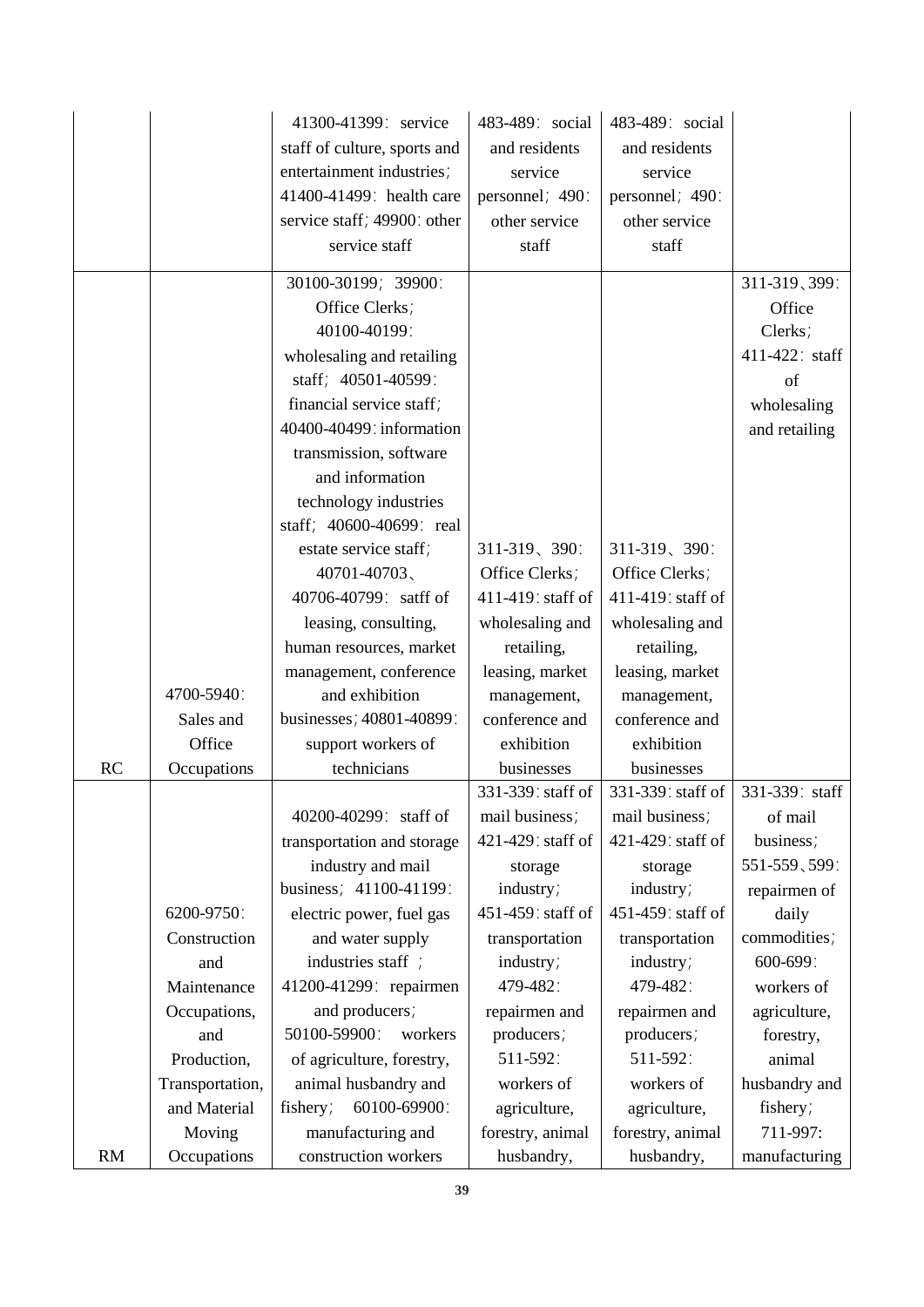| | | | | | |
|---|---|---|---|---|---|
| | | 41300-41399：service staff of culture, sports and entertainment industries；41400-41499：health care service staff；49900: other service staff | 483-489：social and residents service personnel；490：other service staff | 483-489：social and residents service personnel；490：other service staff | |
| RC | 4700-5940：Sales and Office Occupations | 30100-30199；39900：Office Clerks；40100-40199：wholesaling and retailing staff；40501-40599：financial service staff；40400-40499：information transmission, software and information technology industries staff；40600-40699：real estate service staff；40701-40703、40706-40799：satff of leasing, consulting, human resources, market management, conference and exhibition businesses；40801-40899：support workers of technicians | 311-319、390：Office Clerks；411-419：staff of wholesaling and retailing, leasing, market management, conference and exhibition businesses | 311-319、390：Office Clerks；411-419：staff of wholesaling and retailing, leasing, market management, conference and exhibition businesses | 311-319、399：Office Clerks；411-422：staff of wholesaling and retailing |
| RM | 6200-9750：Construction and Maintenance Occupations, and Production, Transportation, and Material Moving Occupations | 40200-40299：staff of transportation and storage industry and mail business；41100-41199：electric power, fuel gas and water supply industries staff；41200-41299：repairmen and producers；50100-59900：workers of agriculture, forestry, animal husbandry and fishery；60100-69900：manufacturing and construction workers | 331-339：staff of mail business；421-429：staff of storage industry；451-459：staff of transportation industry；479-482：repairmen and producers；511-592：workers of agriculture, forestry, animal husbandry, | 331-339：staff of mail business；421-429：staff of storage industry；451-459：staff of transportation industry；479-482：repairmen and producers；511-592：workers of agriculture, forestry, animal husbandry, | 331-339：staff of mail business；551-559、599：repairmen of daily commodities；600-699：workers of agriculture, forestry, animal husbandry and fishery；711-997: manufacturing |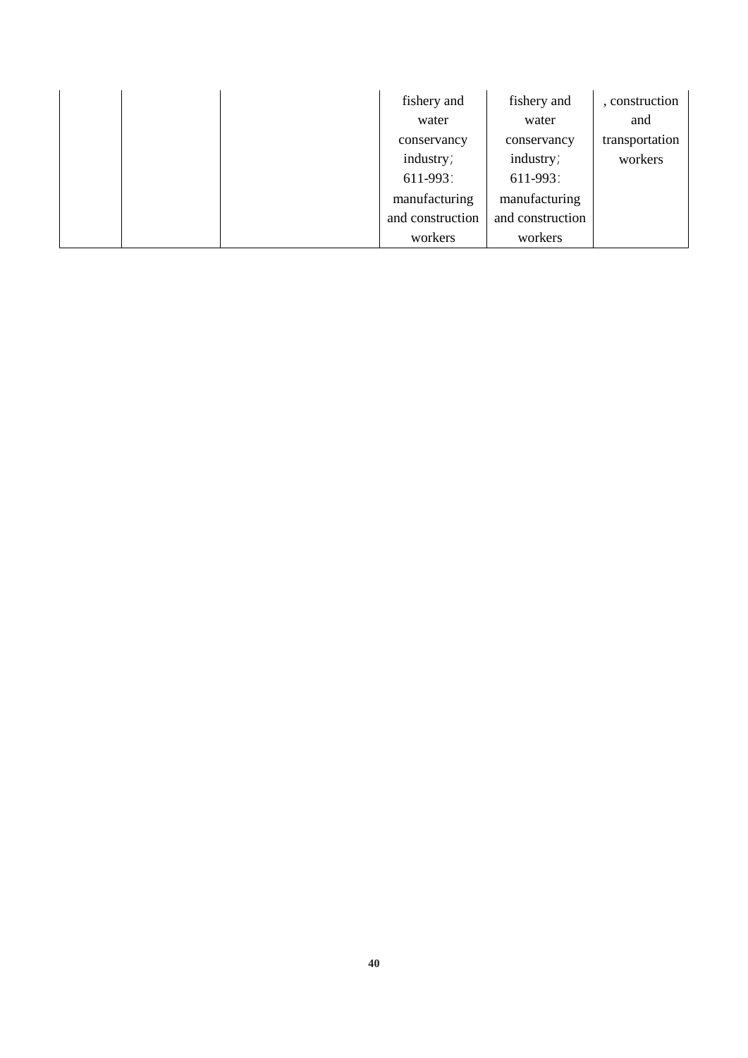| | | | | | |
|---|---|---|---|---|---|
| | | | fishery and water conservancy industry; 611-993: manufacturing and construction workers | fishery and water conservancy industry; 611-993: manufacturing and construction workers | , construction and transportation workers |